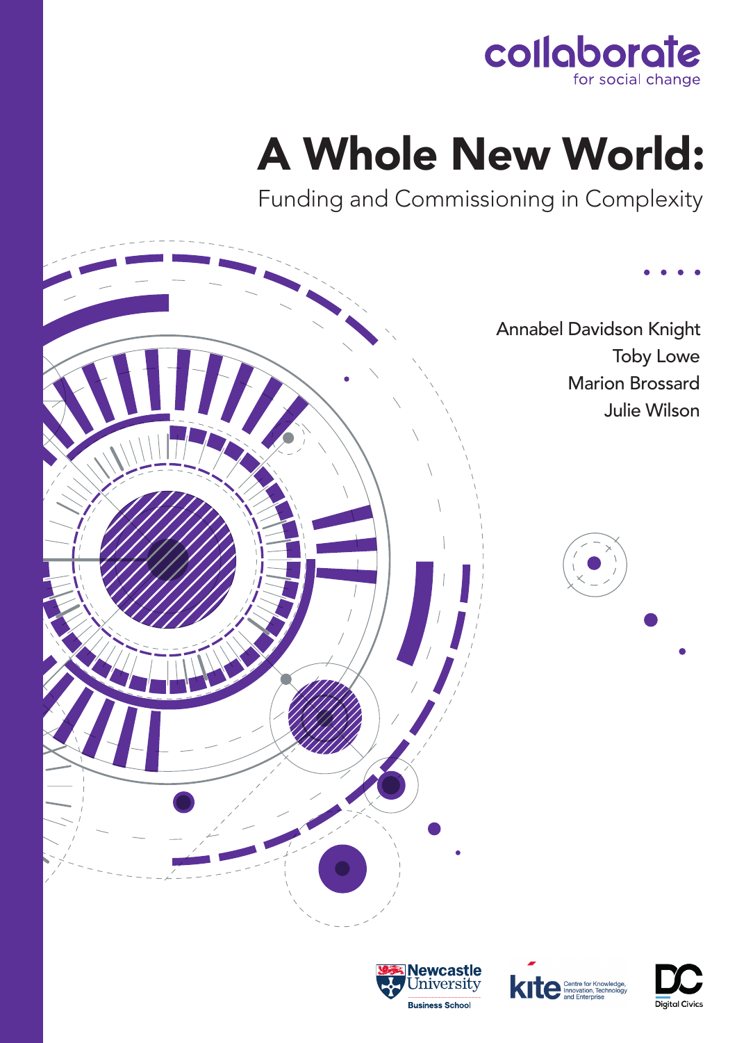collaborate for social change

# A Whole New World:

## Funding and Commissioning in Complexity

Annabel Davidson Knight
Toby Lowe
Marion Brossard
Julie Wilson

Newcastle University Business School

kite Centre for Knowledge, Innovation, Technology and Enterprise

DC Digital Civics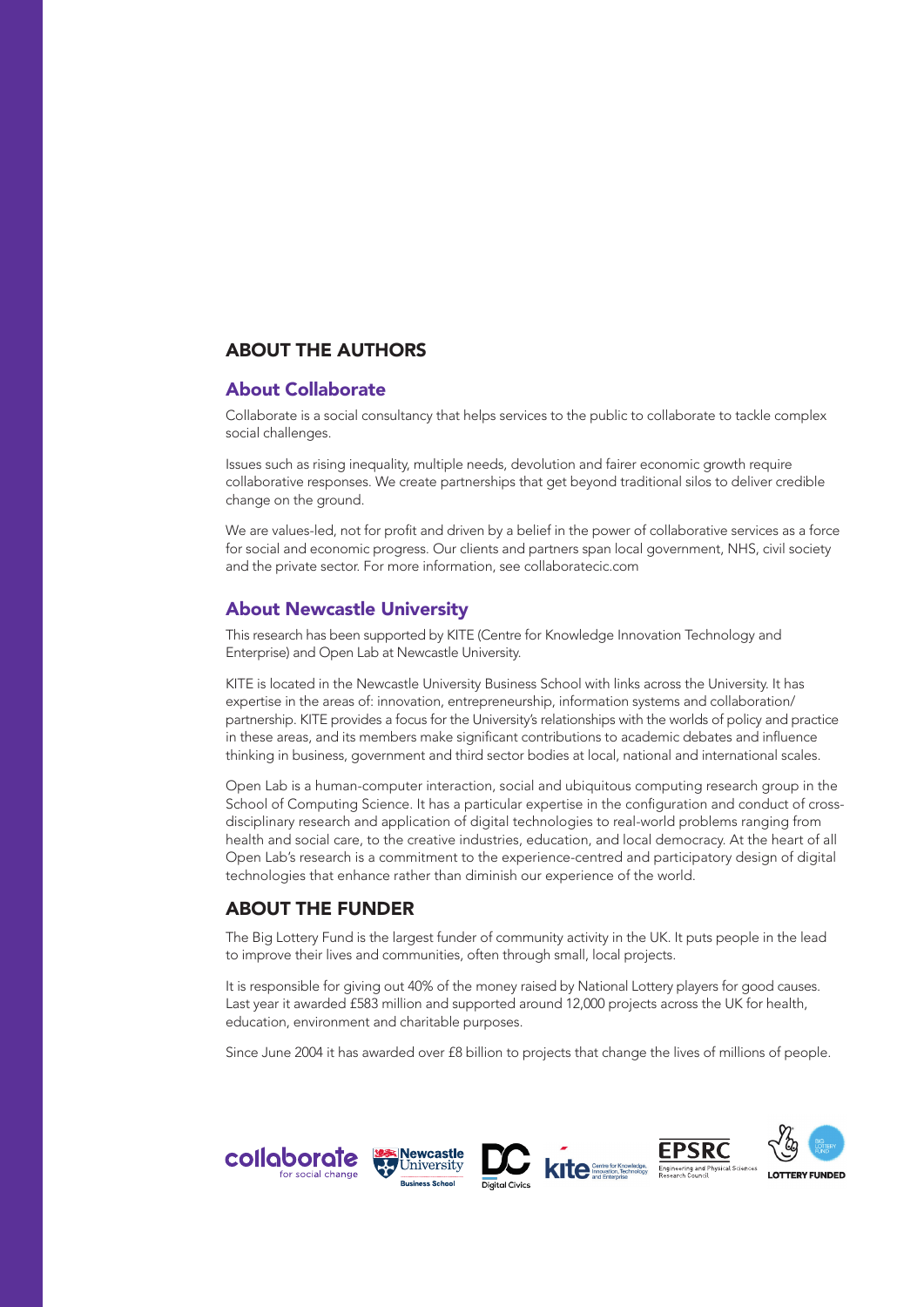## ABOUT THE AUTHORS

### About Collaborate

Collaborate is a social consultancy that helps services to the public to collaborate to tackle complex social challenges.

Issues such as rising inequality, multiple needs, devolution and fairer economic growth require collaborative responses. We create partnerships that get beyond traditional silos to deliver credible change on the ground.

We are values-led, not for profit and driven by a belief in the power of collaborative services as a force for social and economic progress. Our clients and partners span local government, NHS, civil society and the private sector. For more information, see collaboratecic.com

### About Newcastle University

This research has been supported by KITE (Centre for Knowledge Innovation Technology and Enterprise) and Open Lab at Newcastle University.

KITE is located in the Newcastle University Business School with links across the University. It has expertise in the areas of: innovation, entrepreneurship, information systems and collaboration/partnership. KITE provides a focus for the University's relationships with the worlds of policy and practice in these areas, and its members make significant contributions to academic debates and influence thinking in business, government and third sector bodies at local, national and international scales.

Open Lab is a human-computer interaction, social and ubiquitous computing research group in the School of Computing Science. It has a particular expertise in the configuration and conduct of cross-disciplinary research and application of digital technologies to real-world problems ranging from health and social care, to the creative industries, education, and local democracy. At the heart of all Open Lab's research is a commitment to the experience-centred and participatory design of digital technologies that enhance rather than diminish our experience of the world.

## ABOUT THE FUNDER

The Big Lottery Fund is the largest funder of community activity in the UK. It puts people in the lead to improve their lives and communities, often through small, local projects.

It is responsible for giving out 40% of the money raised by National Lottery players for good causes. Last year it awarded £583 million and supported around 12,000 projects across the UK for health, education, environment and charitable purposes.

Since June 2004 it has awarded over £8 billion to projects that change the lives of millions of people.

collaborate for social change | Newcastle University Business School | DC Digital Civics | kite Centre for Knowledge, Innovation, Technology and Enterprise | EPSRC Engineering and Physical Sciences Research Council | Big Lottery Fund LOTTERY FUNDED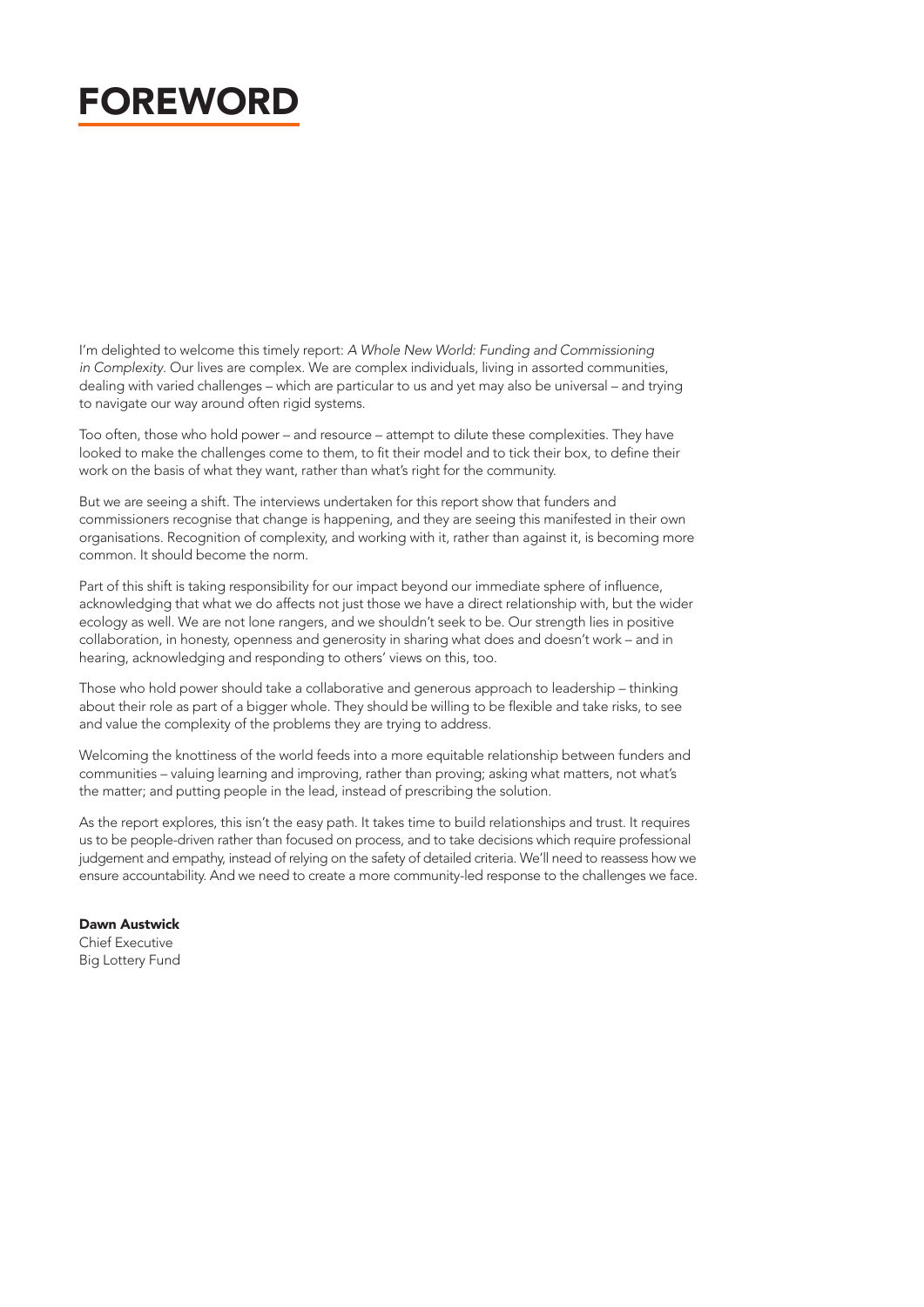# FOREWORD

I'm delighted to welcome this timely report: *A Whole New World: Funding and Commissioning in Complexity*. Our lives are complex. We are complex individuals, living in assorted communities, dealing with varied challenges – which are particular to us and yet may also be universal – and trying to navigate our way around often rigid systems.

Too often, those who hold power – and resource – attempt to dilute these complexities. They have looked to make the challenges come to them, to fit their model and to tick their box, to define their work on the basis of what they want, rather than what's right for the community.

But we are seeing a shift. The interviews undertaken for this report show that funders and commissioners recognise that change is happening, and they are seeing this manifested in their own organisations. Recognition of complexity, and working with it, rather than against it, is becoming more common. It should become the norm.

Part of this shift is taking responsibility for our impact beyond our immediate sphere of influence, acknowledging that what we do affects not just those we have a direct relationship with, but the wider ecology as well. We are not lone rangers, and we shouldn't seek to be. Our strength lies in positive collaboration, in honesty, openness and generosity in sharing what does and doesn't work – and in hearing, acknowledging and responding to others' views on this, too.

Those who hold power should take a collaborative and generous approach to leadership – thinking about their role as part of a bigger whole. They should be willing to be flexible and take risks, to see and value the complexity of the problems they are trying to address.

Welcoming the knottiness of the world feeds into a more equitable relationship between funders and communities – valuing learning and improving, rather than proving; asking what matters, not what's the matter; and putting people in the lead, instead of prescribing the solution.

As the report explores, this isn't the easy path. It takes time to build relationships and trust. It requires us to be people-driven rather than focused on process, and to take decisions which require professional judgement and empathy, instead of relying on the safety of detailed criteria. We'll need to reassess how we ensure accountability. And we need to create a more community-led response to the challenges we face.

**Dawn Austwick**
Chief Executive
Big Lottery Fund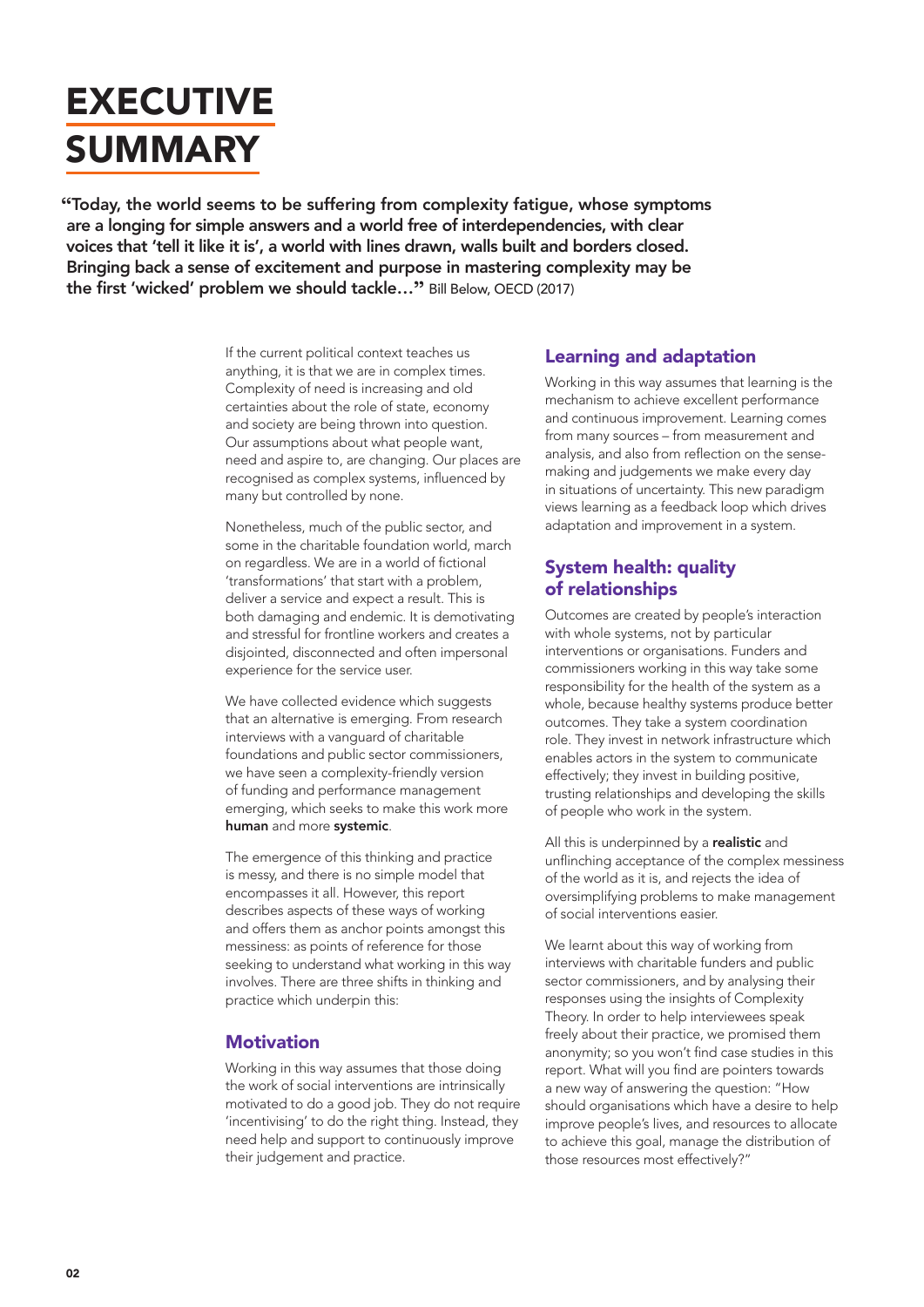# EXECUTIVE SUMMARY

**"Today, the world seems to be suffering from complexity fatigue, whose symptoms are a longing for simple answers and a world free of interdependencies, with clear voices that 'tell it like it is', a world with lines drawn, walls built and borders closed. Bringing back a sense of excitement and purpose in mastering complexity may be the first 'wicked' problem we should tackle…"** Bill Below, OECD (2017)

If the current political context teaches us anything, it is that we are in complex times. Complexity of need is increasing and old certainties about the role of state, economy and society are being thrown into question. Our assumptions about what people want, need and aspire to, are changing. Our places are recognised as complex systems, influenced by many but controlled by none.

Nonetheless, much of the public sector, and some in the charitable foundation world, march on regardless. We are in a world of fictional 'transformations' that start with a problem, deliver a service and expect a result. This is both damaging and endemic. It is demotivating and stressful for frontline workers and creates a disjointed, disconnected and often impersonal experience for the service user.

We have collected evidence which suggests that an alternative is emerging. From research interviews with a vanguard of charitable foundations and public sector commissioners, we have seen a complexity-friendly version of funding and performance management emerging, which seeks to make this work more **human** and more **systemic**.

The emergence of this thinking and practice is messy, and there is no simple model that encompasses it all. However, this report describes aspects of these ways of working and offers them as anchor points amongst this messiness: as points of reference for those seeking to understand what working in this way involves. There are three shifts in thinking and practice which underpin this:

## Motivation

Working in this way assumes that those doing the work of social interventions are intrinsically motivated to do a good job. They do not require 'incentivising' to do the right thing. Instead, they need help and support to continuously improve their judgement and practice.

## Learning and adaptation

Working in this way assumes that learning is the mechanism to achieve excellent performance and continuous improvement. Learning comes from many sources – from measurement and analysis, and also from reflection on the sense-making and judgements we make every day in situations of uncertainty. This new paradigm views learning as a feedback loop which drives adaptation and improvement in a system.

## System health: quality of relationships

Outcomes are created by people's interaction with whole systems, not by particular interventions or organisations. Funders and commissioners working in this way take some responsibility for the health of the system as a whole, because healthy systems produce better outcomes. They take a system coordination role. They invest in network infrastructure which enables actors in the system to communicate effectively; they invest in building positive, trusting relationships and developing the skills of people who work in the system.

All this is underpinned by a **realistic** and unflinching acceptance of the complex messiness of the world as it is, and rejects the idea of oversimplifying problems to make management of social interventions easier.

We learnt about this way of working from interviews with charitable funders and public sector commissioners, and by analysing their responses using the insights of Complexity Theory. In order to help interviewees speak freely about their practice, we promised them anonymity; so you won't find case studies in this report. What will you find are pointers towards a new way of answering the question: "How should organisations which have a desire to help improve people's lives, and resources to allocate to achieve this goal, manage the distribution of those resources most effectively?"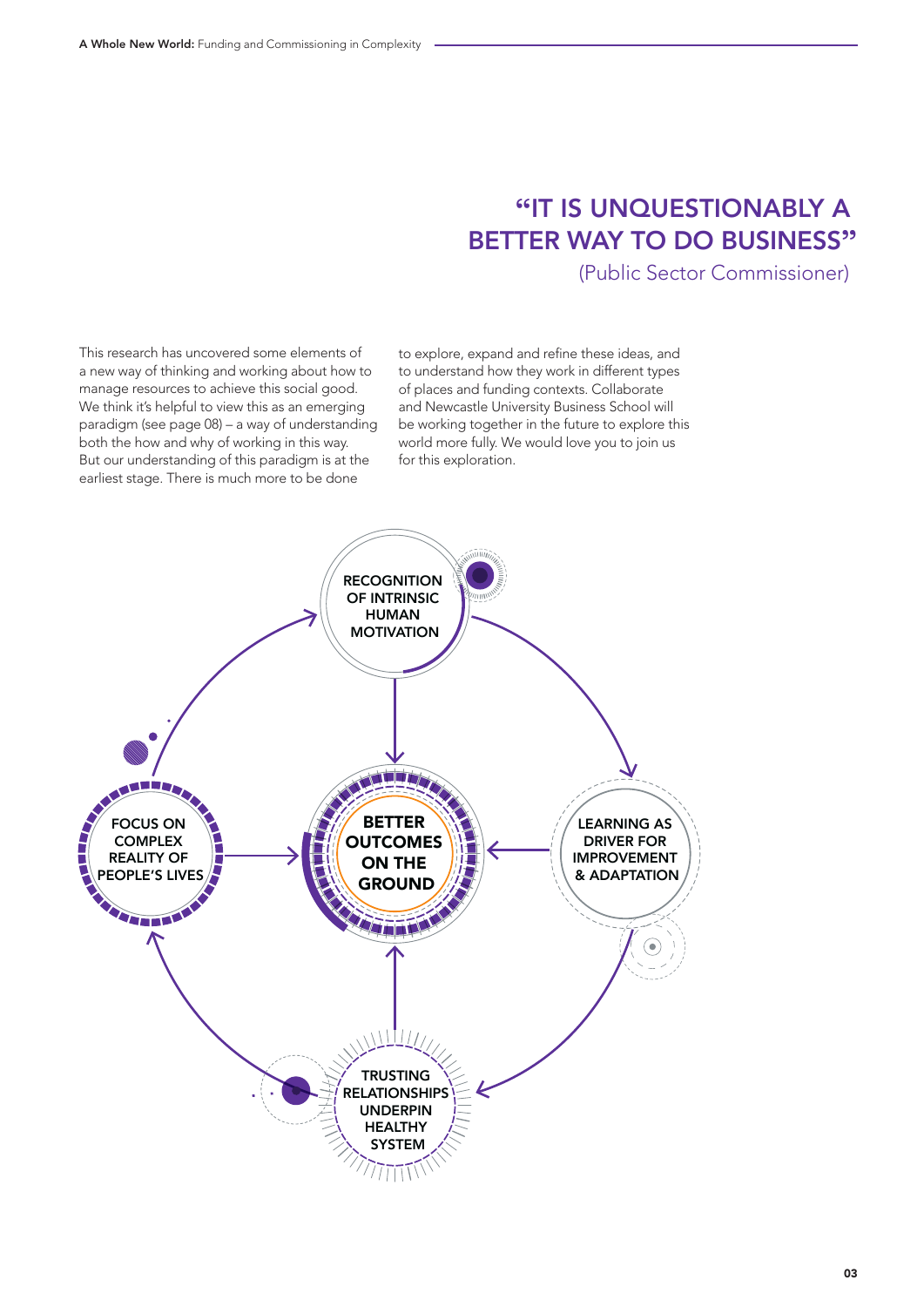## "IT IS UNQUESTIONABLY A BETTER WAY TO DO BUSINESS"

(Public Sector Commissioner)

This research has uncovered some elements of a new way of thinking and working about how to manage resources to achieve this social good. We think it's helpful to view this as an emerging paradigm (see page 08) – a way of understanding both the how and why of working in this way. But our understanding of this paradigm is at the earliest stage. There is much more to be done to explore, expand and refine these ideas, and to understand how they work in different types of places and funding contexts. Collaborate and Newcastle University Business School will be working together in the future to explore this world more fully. We would love you to join us for this exploration.

RECOGNITION OF INTRINSIC HUMAN MOTIVATION

FOCUS ON COMPLEX REALITY OF PEOPLE'S LIVES

BETTER OUTCOMES ON THE GROUND

LEARNING AS DRIVER FOR IMPROVEMENT & ADAPTATION

TRUSTING RELATIONSHIPS UNDERPIN HEALTHY SYSTEM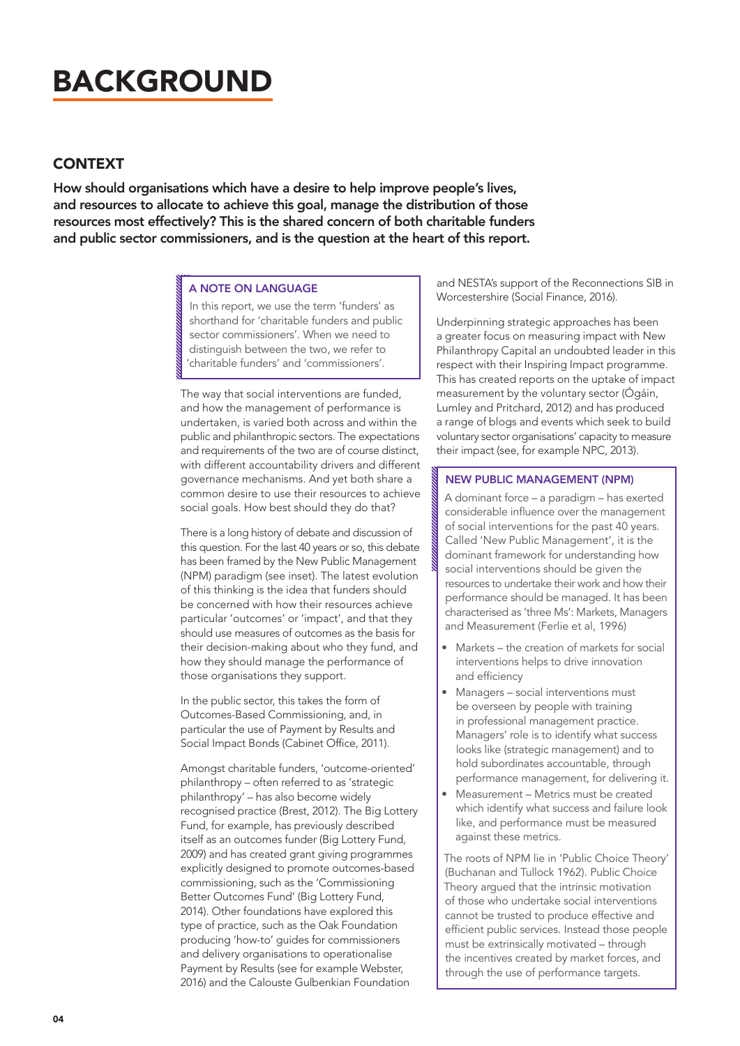# BACKGROUND

## CONTEXT

**How should organisations which have a desire to help improve people's lives, and resources to allocate to achieve this goal, manage the distribution of those resources most effectively? This is the shared concern of both charitable funders and public sector commissioners, and is the question at the heart of this report.**

> **A NOTE ON LANGUAGE**
>
> In this report, we use the term 'funders' as shorthand for 'charitable funders and public sector commissioners'. When we need to distinguish between the two, we refer to 'charitable funders' and 'commissioners'.

The way that social interventions are funded, and how the management of performance is undertaken, is varied both across and within the public and philanthropic sectors. The expectations and requirements of the two are of course distinct, with different accountability drivers and different governance mechanisms. And yet both share a common desire to use their resources to achieve social goals. How best should they do that?

There is a long history of debate and discussion of this question. For the last 40 years or so, this debate has been framed by the New Public Management (NPM) paradigm (see inset). The latest evolution of this thinking is the idea that funders should be concerned with how their resources achieve particular 'outcomes' or 'impact', and that they should use measures of outcomes as the basis for their decision-making about who they fund, and how they should manage the performance of those organisations they support.

In the public sector, this takes the form of Outcomes-Based Commissioning, and, in particular the use of Payment by Results and Social Impact Bonds (Cabinet Office, 2011).

Amongst charitable funders, 'outcome-oriented' philanthropy – often referred to as 'strategic philanthropy' – has also become widely recognised practice (Brest, 2012). The Big Lottery Fund, for example, has previously described itself as an outcomes funder (Big Lottery Fund, 2009) and has created grant giving programmes explicitly designed to promote outcomes-based commissioning, such as the 'Commissioning Better Outcomes Fund' (Big Lottery Fund, 2014). Other foundations have explored this type of practice, such as the Oak Foundation producing 'how-to' guides for commissioners and delivery organisations to operationalise Payment by Results (see for example Webster, 2016) and the Calouste Gulbenkian Foundation and NESTA's support of the Reconnections SIB in Worcestershire (Social Finance, 2016).

Underpinning strategic approaches has been a greater focus on measuring impact with New Philanthropy Capital an undoubted leader in this respect with their Inspiring Impact programme. This has created reports on the uptake of impact measurement by the voluntary sector (Ógáin, Lumley and Pritchard, 2012) and has produced a range of blogs and events which seek to build voluntary sector organisations' capacity to measure their impact (see, for example NPC, 2013).

> **NEW PUBLIC MANAGEMENT (NPM)**
>
> A dominant force – a paradigm – has exerted considerable influence over the management of social interventions for the past 40 years. Called 'New Public Management', it is the dominant framework for understanding how social interventions should be given the resources to undertake their work and how their performance should be managed. It has been characterised as 'three Ms': Markets, Managers and Measurement (Ferlie et al, 1996)
>
> - Markets – the creation of markets for social interventions helps to drive innovation and efficiency
> - Managers – social interventions must be overseen by people with training in professional management practice. Managers' role is to identify what success looks like (strategic management) and to hold subordinates accountable, through performance management, for delivering it.
> - Measurement – Metrics must be created which identify what success and failure look like, and performance must be measured against these metrics.
>
> The roots of NPM lie in 'Public Choice Theory' (Buchanan and Tullock 1962). Public Choice Theory argued that the intrinsic motivation of those who undertake social interventions cannot be trusted to produce effective and efficient public services. Instead those people must be extrinsically motivated – through the incentives created by market forces, and through the use of performance targets.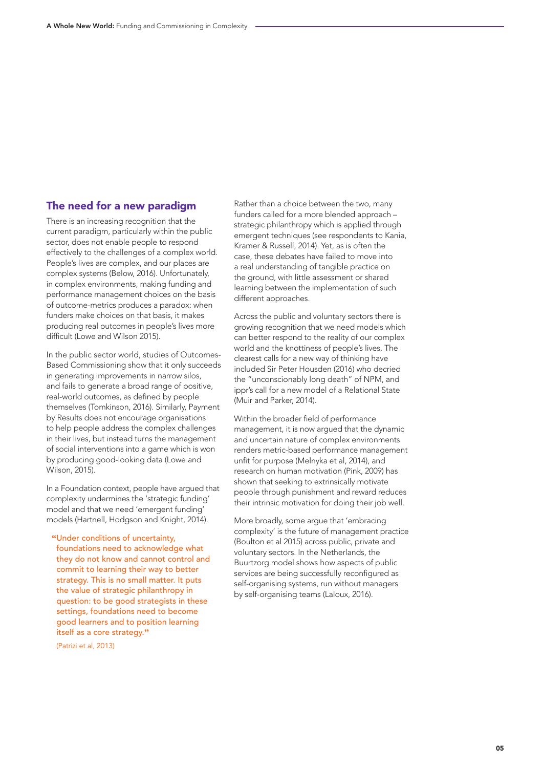## The need for a new paradigm

There is an increasing recognition that the current paradigm, particularly within the public sector, does not enable people to respond effectively to the challenges of a complex world. People's lives are complex, and our places are complex systems (Below, 2016). Unfortunately, in complex environments, making funding and performance management choices on the basis of outcome-metrics produces a paradox: when funders make choices on that basis, it makes producing real outcomes in people's lives more difficult (Lowe and Wilson 2015).

In the public sector world, studies of Outcomes-Based Commissioning show that it only succeeds in generating improvements in narrow silos, and fails to generate a broad range of positive, real-world outcomes, as defined by people themselves (Tomkinson, 2016). Similarly, Payment by Results does not encourage organisations to help people address the complex challenges in their lives, but instead turns the management of social interventions into a game which is won by producing good-looking data (Lowe and Wilson, 2015).

In a Foundation context, people have argued that complexity undermines the 'strategic funding' model and that we need 'emergent funding' models (Hartnell, Hodgson and Knight, 2014).

> "Under conditions of uncertainty, foundations need to acknowledge what they do not know and cannot control and commit to learning their way to better strategy. This is no small matter. It puts the value of strategic philanthropy in question: to be good strategists in these settings, foundations need to become good learners and to position learning itself as a core strategy."
>
> (Patrizi et al, 2013)

Rather than a choice between the two, many funders called for a more blended approach – strategic philanthropy which is applied through emergent techniques (see respondents to Kania, Kramer & Russell, 2014). Yet, as is often the case, these debates have failed to move into a real understanding of tangible practice on the ground, with little assessment or shared learning between the implementation of such different approaches.

Across the public and voluntary sectors there is growing recognition that we need models which can better respond to the reality of our complex world and the knottiness of people's lives. The clearest calls for a new way of thinking have included Sir Peter Housden (2016) who decried the "unconscionably long death" of NPM, and ippr's call for a new model of a Relational State (Muir and Parker, 2014).

Within the broader field of performance management, it is now argued that the dynamic and uncertain nature of complex environments renders metric-based performance management unfit for purpose (Melnyka et al, 2014), and research on human motivation (Pink, 2009) has shown that seeking to extrinsically motivate people through punishment and reward reduces their intrinsic motivation for doing their job well.

More broadly, some argue that 'embracing complexity' is the future of management practice (Boulton et al 2015) across public, private and voluntary sectors. In the Netherlands, the Buurtzorg model shows how aspects of public services are being successfully reconfigured as self-organising systems, run without managers by self-organising teams (Laloux, 2016).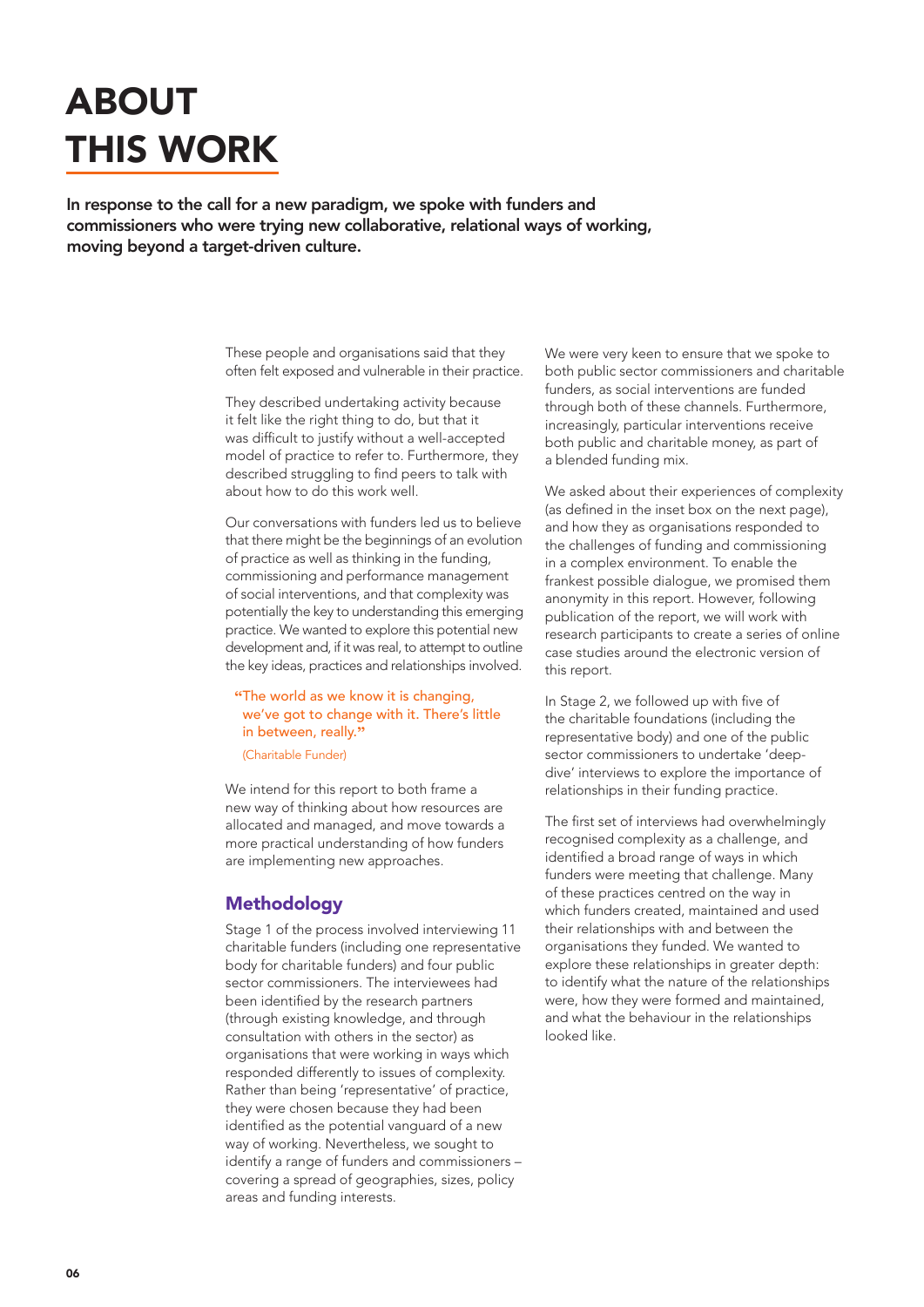# ABOUT THIS WORK

**In response to the call for a new paradigm, we spoke with funders and commissioners who were trying new collaborative, relational ways of working, moving beyond a target-driven culture.**

These people and organisations said that they often felt exposed and vulnerable in their practice.

They described undertaking activity because it felt like the right thing to do, but that it was difficult to justify without a well-accepted model of practice to refer to. Furthermore, they described struggling to find peers to talk with about how to do this work well.

Our conversations with funders led us to believe that there might be the beginnings of an evolution of practice as well as thinking in the funding, commissioning and performance management of social interventions, and that complexity was potentially the key to understanding this emerging practice. We wanted to explore this potential new development and, if it was real, to attempt to outline the key ideas, practices and relationships involved.

> "The world as we know it is changing, we've got to change with it. There's little in between, really."
>
> (Charitable Funder)

We intend for this report to both frame a new way of thinking about how resources are allocated and managed, and move towards a more practical understanding of how funders are implementing new approaches.

## Methodology

Stage 1 of the process involved interviewing 11 charitable funders (including one representative body for charitable funders) and four public sector commissioners. The interviewees had been identified by the research partners (through existing knowledge, and through consultation with others in the sector) as organisations that were working in ways which responded differently to issues of complexity. Rather than being 'representative' of practice, they were chosen because they had been identified as the potential vanguard of a new way of working. Nevertheless, we sought to identify a range of funders and commissioners – covering a spread of geographies, sizes, policy areas and funding interests.

We were very keen to ensure that we spoke to both public sector commissioners and charitable funders, as social interventions are funded through both of these channels. Furthermore, increasingly, particular interventions receive both public and charitable money, as part of a blended funding mix.

We asked about their experiences of complexity (as defined in the inset box on the next page), and how they as organisations responded to the challenges of funding and commissioning in a complex environment. To enable the frankest possible dialogue, we promised them anonymity in this report. However, following publication of the report, we will work with research participants to create a series of online case studies around the electronic version of this report.

In Stage 2, we followed up with five of the charitable foundations (including the representative body) and one of the public sector commissioners to undertake 'deep-dive' interviews to explore the importance of relationships in their funding practice.

The first set of interviews had overwhelmingly recognised complexity as a challenge, and identified a broad range of ways in which funders were meeting that challenge. Many of these practices centred on the way in which funders created, maintained and used their relationships with and between the organisations they funded. We wanted to explore these relationships in greater depth: to identify what the nature of the relationships were, how they were formed and maintained, and what the behaviour in the relationships looked like.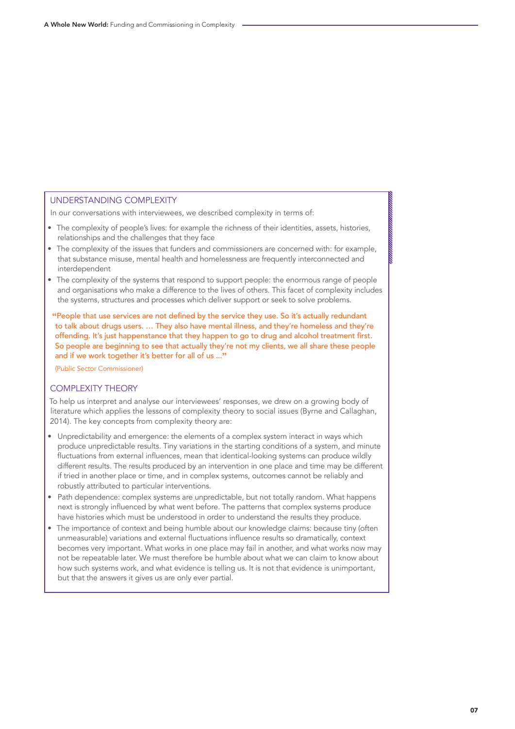## UNDERSTANDING COMPLEXITY

In our conversations with interviewees, we described complexity in terms of:

- The complexity of people's lives: for example the richness of their identities, assets, histories, relationships and the challenges that they face
- The complexity of the issues that funders and commissioners are concerned with: for example, that substance misuse, mental health and homelessness are frequently interconnected and interdependent
- The complexity of the systems that respond to support people: the enormous range of people and organisations who make a difference to the lives of others. This facet of complexity includes the systems, structures and processes which deliver support or seek to solve problems.

> "People that use services are not defined by the service they use. So it's actually redundant to talk about drugs users. … They also have mental illness, and they're homeless and they're offending. It's just happenstance that they happen to go to drug and alcohol treatment first. So people are beginning to see that actually they're not my clients, we all share these people and if we work together it's better for all of us …"
>
> (Public Sector Commissioner)

## COMPLEXITY THEORY

To help us interpret and analyse our interviewees' responses, we drew on a growing body of literature which applies the lessons of complexity theory to social issues (Byrne and Callaghan, 2014). The key concepts from complexity theory are:

- Unpredictability and emergence: the elements of a complex system interact in ways which produce unpredictable results. Tiny variations in the starting conditions of a system, and minute fluctuations from external influences, mean that identical-looking systems can produce wildly different results. The results produced by an intervention in one place and time may be different if tried in another place or time, and in complex systems, outcomes cannot be reliably and robustly attributed to particular interventions.
- Path dependence: complex systems are unpredictable, but not totally random. What happens next is strongly influenced by what went before. The patterns that complex systems produce have histories which must be understood in order to understand the results they produce.
- The importance of context and being humble about our knowledge claims: because tiny (often unmeasurable) variations and external fluctuations influence results so dramatically, context becomes very important. What works in one place may fail in another, and what works now may not be repeatable later. We must therefore be humble about what we can claim to know about how such systems work, and what evidence is telling us. It is not that evidence is unimportant, but that the answers it gives us are only ever partial.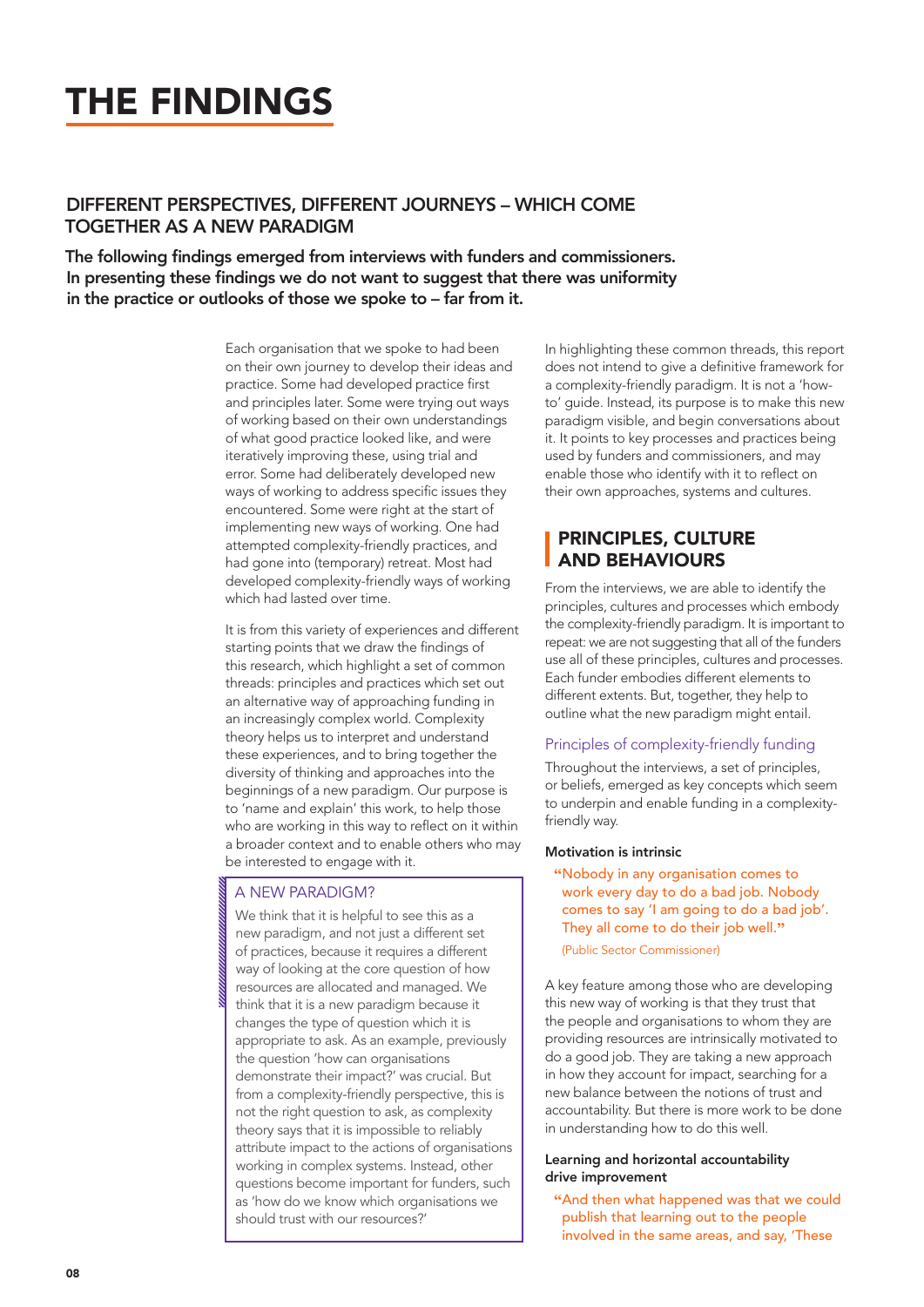# THE FINDINGS

## DIFFERENT PERSPECTIVES, DIFFERENT JOURNEYS – WHICH COME TOGETHER AS A NEW PARADIGM

**The following findings emerged from interviews with funders and commissioners. In presenting these findings we do not want to suggest that there was uniformity in the practice or outlooks of those we spoke to – far from it.**

Each organisation that we spoke to had been on their own journey to develop their ideas and practice. Some had developed practice first and principles later. Some were trying out ways of working based on their own understandings of what good practice looked like, and were iteratively improving these, using trial and error. Some had deliberately developed new ways of working to address specific issues they encountered. Some were right at the start of implementing new ways of working. One had attempted complexity-friendly practices, and had gone into (temporary) retreat. Most had developed complexity-friendly ways of working which had lasted over time.

It is from this variety of experiences and different starting points that we draw the findings of this research, which highlight a set of common threads: principles and practices which set out an alternative way of approaching funding in an increasingly complex world. Complexity theory helps us to interpret and understand these experiences, and to bring together the diversity of thinking and approaches into the beginnings of a new paradigm. Our purpose is to 'name and explain' this work, to help those who are working in this way to reflect on it within a broader context and to enable others who may be interested to engage with it.

### A NEW PARADIGM?

We think that it is helpful to see this as a new paradigm, and not just a different set of practices, because it requires a different way of looking at the core question of how resources are allocated and managed. We think that it is a new paradigm because it changes the type of question which it is appropriate to ask. As an example, previously the question 'how can organisations demonstrate their impact?' was crucial. But from a complexity-friendly perspective, this is not the right question to ask, as complexity theory says that it is impossible to reliably attribute impact to the actions of organisations working in complex systems. Instead, other questions become important for funders, such as 'how do we know which organisations we should trust with our resources?'

In highlighting these common threads, this report does not intend to give a definitive framework for a complexity-friendly paradigm. It is not a 'how-to' guide. Instead, its purpose is to make this new paradigm visible, and begin conversations about it. It points to key processes and practices being used by funders and commissioners, and may enable those who identify with it to reflect on their own approaches, systems and cultures.

## PRINCIPLES, CULTURE AND BEHAVIOURS

From the interviews, we are able to identify the principles, cultures and processes which embody the complexity-friendly paradigm. It is important to repeat: we are not suggesting that all of the funders use all of these principles, cultures and processes. Each funder embodies different elements to different extents. But, together, they help to outline what the new paradigm might entail.

### Principles of complexity-friendly funding

Throughout the interviews, a set of principles, or beliefs, emerged as key concepts which seem to underpin and enable funding in a complexity-friendly way.

#### Motivation is intrinsic

> "Nobody in any organisation comes to work every day to do a bad job. Nobody comes to say 'I am going to do a bad job'. They all come to do their job well."
>
> (Public Sector Commissioner)

A key feature among those who are developing this new way of working is that they trust that the people and organisations to whom they are providing resources are intrinsically motivated to do a good job. They are taking a new approach in how they account for impact, searching for a new balance between the notions of trust and accountability. But there is more work to be done in understanding how to do this well.

#### Learning and horizontal accountability drive improvement

> "And then what happened was that we could publish that learning out to the people involved in the same areas, and say, 'These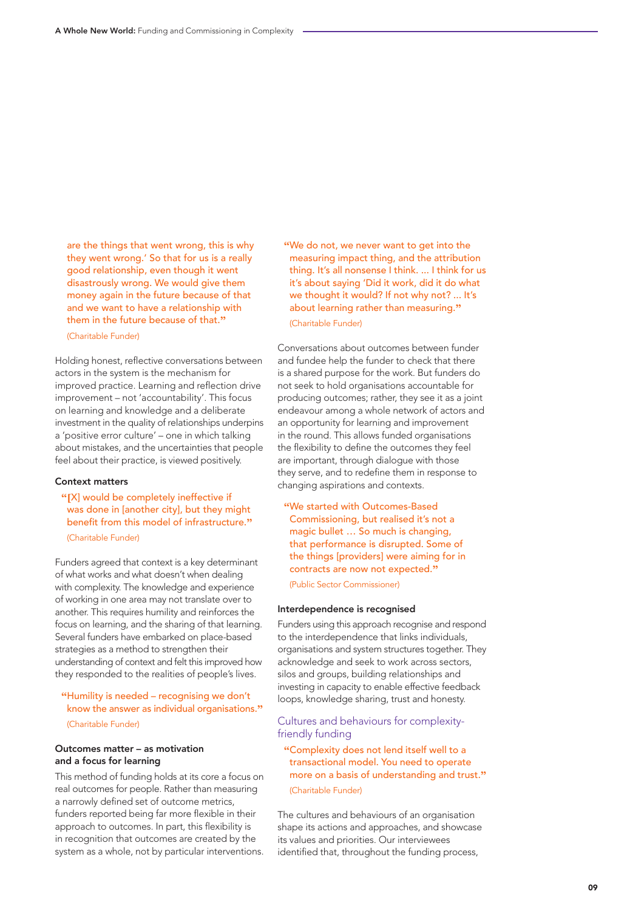are the things that went wrong, this is why they went wrong.' So that for us is a really good relationship, even though it went disastrously wrong. We would give them money again in the future because of that and we want to have a relationship with them in the future because of that."

(Charitable Funder)

Holding honest, reflective conversations between actors in the system is the mechanism for improved practice. Learning and reflection drive improvement – not 'accountability'. This focus on learning and knowledge and a deliberate investment in the quality of relationships underpins a 'positive error culture' – one in which talking about mistakes, and the uncertainties that people feel about their practice, is viewed positively.

#### Context matters

"[X] would be completely ineffective if was done in [another city], but they might benefit from this model of infrastructure."

(Charitable Funder)

Funders agreed that context is a key determinant of what works and what doesn't when dealing with complexity. The knowledge and experience of working in one area may not translate over to another. This requires humility and reinforces the focus on learning, and the sharing of that learning. Several funders have embarked on place-based strategies as a method to strengthen their understanding of context and felt this improved how they responded to the realities of people's lives.

"Humility is needed – recognising we don't know the answer as individual organisations."

(Charitable Funder)

#### Outcomes matter – as motivation and a focus for learning

This method of funding holds at its core a focus on real outcomes for people. Rather than measuring a narrowly defined set of outcome metrics, funders reported being far more flexible in their approach to outcomes. In part, this flexibility is in recognition that outcomes are created by the system as a whole, not by particular interventions.

"We do not, we never want to get into the measuring impact thing, and the attribution thing. It's all nonsense I think. ... I think for us it's about saying 'Did it work, did it do what we thought it would? If not why not? ... It's about learning rather than measuring."

(Charitable Funder)

Conversations about outcomes between funder and fundee help the funder to check that there is a shared purpose for the work. But funders do not seek to hold organisations accountable for producing outcomes; rather, they see it as a joint endeavour among a whole network of actors and an opportunity for learning and improvement in the round. This allows funded organisations the flexibility to define the outcomes they feel are important, through dialogue with those they serve, and to redefine them in response to changing aspirations and contexts.

"We started with Outcomes-Based Commissioning, but realised it's not a magic bullet ... So much is changing, that performance is disrupted. Some of the things [providers] were aiming for in contracts are now not expected."

(Public Sector Commissioner)

#### Interdependence is recognised

Funders using this approach recognise and respond to the interdependence that links individuals, organisations and system structures together. They acknowledge and seek to work across sectors, silos and groups, building relationships and investing in capacity to enable effective feedback loops, knowledge sharing, trust and honesty.

### Cultures and behaviours for complexity-friendly funding

"Complexity does not lend itself well to a transactional model. You need to operate more on a basis of understanding and trust."

(Charitable Funder)

The cultures and behaviours of an organisation shape its actions and approaches, and showcase its values and priorities. Our interviewees identified that, throughout the funding process,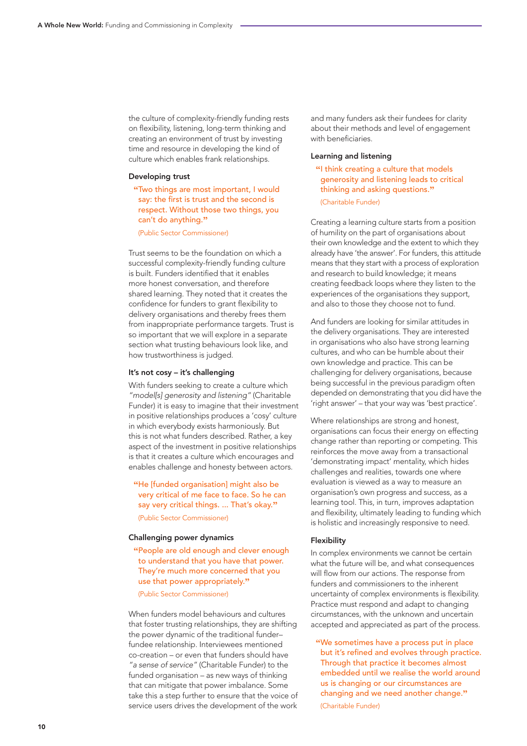the culture of complexity-friendly funding rests on flexibility, listening, long-term thinking and creating an environment of trust by investing time and resource in developing the kind of culture which enables frank relationships.

### Developing trust

> “Two things are most important, I would say: the first is trust and the second is respect. Without those two things, you can’t do anything.”
>
> (Public Sector Commissioner)

Trust seems to be the foundation on which a successful complexity-friendly funding culture is built. Funders identified that it enables more honest conversation, and therefore shared learning. They noted that it creates the confidence for funders to grant flexibility to delivery organisations and thereby frees them from inappropriate performance targets. Trust is so important that we will explore in a separate section what trusting behaviours look like, and how trustworthiness is judged.

### It’s not cosy – it’s challenging

With funders seeking to create a culture which *“model[s] generosity and listening”* (Charitable Funder) it is easy to imagine that their investment in positive relationships produces a ‘cosy’ culture in which everybody exists harmoniously. But this is not what funders described. Rather, a key aspect of the investment in positive relationships is that it creates a culture which encourages and enables challenge and honesty between actors.

> “He [funded organisation] might also be very critical of me face to face. So he can say very critical things. ... That’s okay.”
>
> (Public Sector Commissioner)

### Challenging power dynamics

> “People are old enough and clever enough to understand that you have that power. They’re much more concerned that you use that power appropriately.”
>
> (Public Sector Commissioner)

When funders model behaviours and cultures that foster trusting relationships, they are shifting the power dynamic of the traditional funder–fundee relationship. Interviewees mentioned co-creation – or even that funders should have *“a sense of service”* (Charitable Funder) to the funded organisation – as new ways of thinking that can mitigate that power imbalance. Some take this a step further to ensure that the voice of service users drives the development of the work and many funders ask their fundees for clarity about their methods and level of engagement with beneficiaries.

### Learning and listening

> “I think creating a culture that models generosity and listening leads to critical thinking and asking questions.”
>
> (Charitable Funder)

Creating a learning culture starts from a position of humility on the part of organisations about their own knowledge and the extent to which they already have ‘the answer’. For funders, this attitude means that they start with a process of exploration and research to build knowledge; it means creating feedback loops where they listen to the experiences of the organisations they support, and also to those they choose not to fund.

And funders are looking for similar attitudes in the delivery organisations. They are interested in organisations who also have strong learning cultures, and who can be humble about their own knowledge and practice. This can be challenging for delivery organisations, because being successful in the previous paradigm often depended on demonstrating that you did have the ‘right answer’ – that your way was ‘best practice’.

Where relationships are strong and honest, organisations can focus their energy on effecting change rather than reporting or competing. This reinforces the move away from a transactional ‘demonstrating impact’ mentality, which hides challenges and realities, towards one where evaluation is viewed as a way to measure an organisation’s own progress and success, as a learning tool. This, in turn, improves adaptation and flexibility, ultimately leading to funding which is holistic and increasingly responsive to need.

### Flexibility

In complex environments we cannot be certain what the future will be, and what consequences will flow from our actions. The response from funders and commissioners to the inherent uncertainty of complex environments is flexibility. Practice must respond and adapt to changing circumstances, with the unknown and uncertain accepted and appreciated as part of the process.

> “We sometimes have a process put in place but it’s refined and evolves through practice. Through that practice it becomes almost embedded until we realise the world around us is changing or our circumstances are changing and we need another change.”
>
> (Charitable Funder)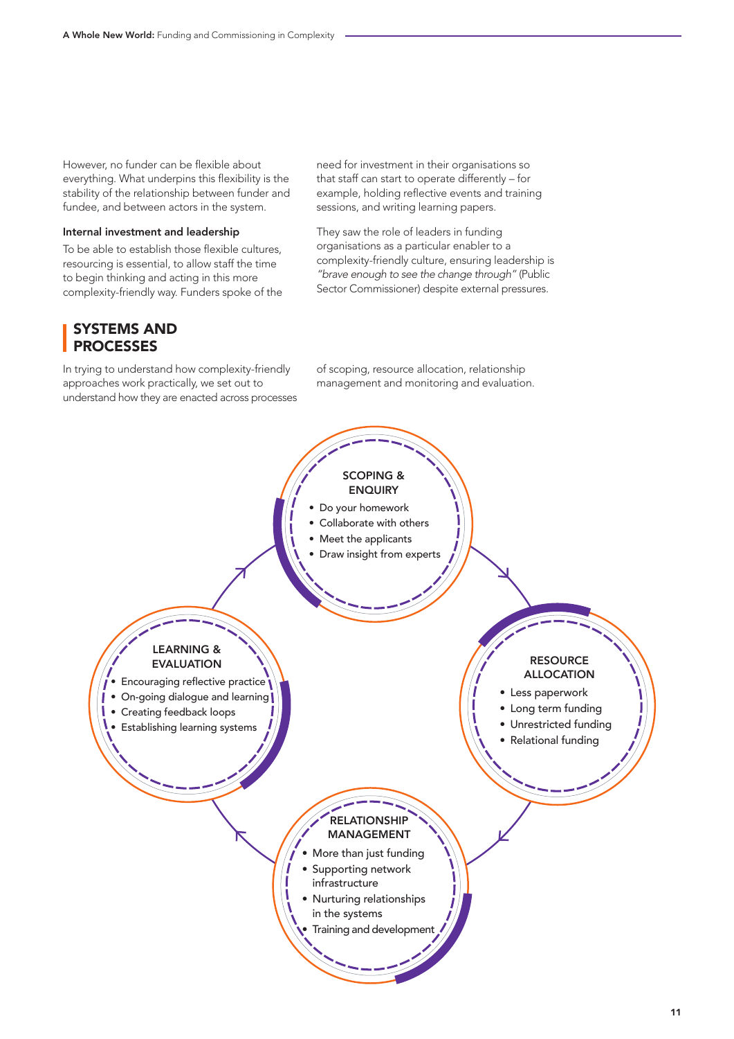However, no funder can be flexible about everything. What underpins this flexibility is the stability of the relationship between funder and fundee, and between actors in the system.

**Internal investment and leadership**

To be able to establish those flexible cultures, resourcing is essential, to allow staff the time to begin thinking and acting in this more complexity-friendly way. Funders spoke of the need for investment in their organisations so that staff can start to operate differently – for example, holding reflective events and training sessions, and writing learning papers.

They saw the role of leaders in funding organisations as a particular enabler to a complexity-friendly culture, ensuring leadership is *"brave enough to see the change through"* (Public Sector Commissioner) despite external pressures.

## SYSTEMS AND PROCESSES

In trying to understand how complexity-friendly approaches work practically, we set out to understand how they are enacted across processes of scoping, resource allocation, relationship management and monitoring and evaluation.

**SCOPING & ENQUIRY**
- Do your homework
- Collaborate with others
- Meet the applicants
- Draw insight from experts

**RESOURCE ALLOCATION**
- Less paperwork
- Long term funding
- Unrestricted funding
- Relational funding

**RELATIONSHIP MANAGEMENT**
- More than just funding
- Supporting network infrastructure
- Nurturing relationships in the systems
- Training and development

**LEARNING & EVALUATION**
- Encouraging reflective practice
- On-going dialogue and learning
- Creating feedback loops
- Establishing learning systems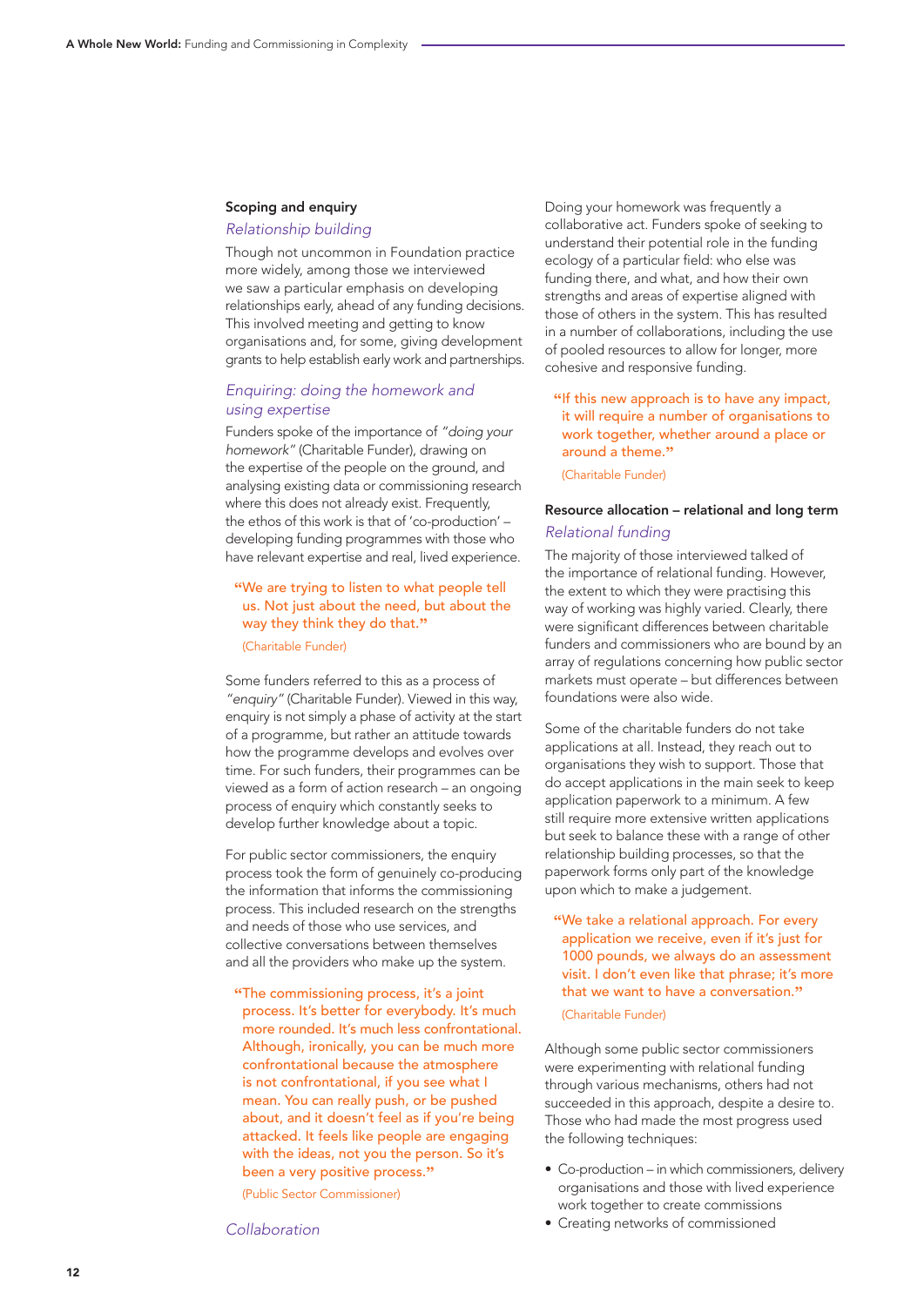### Scoping and enquiry

*Relationship building*

Though not uncommon in Foundation practice more widely, among those we interviewed we saw a particular emphasis on developing relationships early, ahead of any funding decisions. This involved meeting and getting to know organisations and, for some, giving development grants to help establish early work and partnerships.

*Enquiring: doing the homework and using expertise*

Funders spoke of the importance of *"doing your homework"* (Charitable Funder), drawing on the expertise of the people on the ground, and analysing existing data or commissioning research where this does not already exist. Frequently, the ethos of this work is that of 'co-production' – developing funding programmes with those who have relevant expertise and real, lived experience.

> "We are trying to listen to what people tell us. Not just about the need, but about the way they think they do that."
>
> (Charitable Funder)

Some funders referred to this as a process of *"enquiry"* (Charitable Funder). Viewed in this way, enquiry is not simply a phase of activity at the start of a programme, but rather an attitude towards how the programme develops and evolves over time. For such funders, their programmes can be viewed as a form of action research – an ongoing process of enquiry which constantly seeks to develop further knowledge about a topic.

For public sector commissioners, the enquiry process took the form of genuinely co-producing the information that informs the commissioning process. This included research on the strengths and needs of those who use services, and collective conversations between themselves and all the providers who make up the system.

> "The commissioning process, it's a joint process. It's better for everybody. It's much more rounded. It's much less confrontational. Although, ironically, you can be much more confrontational because the atmosphere is not confrontational, if you see what I mean. You can really push, or be pushed about, and it doesn't feel as if you're being attacked. It feels like people are engaging with the ideas, not you the person. So it's been a very positive process."
>
> (Public Sector Commissioner)

*Collaboration*

Doing your homework was frequently a collaborative act. Funders spoke of seeking to understand their potential role in the funding ecology of a particular field: who else was funding there, and what, and how their own strengths and areas of expertise aligned with those of others in the system. This has resulted in a number of collaborations, including the use of pooled resources to allow for longer, more cohesive and responsive funding.

> "If this new approach is to have any impact, it will require a number of organisations to work together, whether around a place or around a theme."
>
> (Charitable Funder)

### Resource allocation – relational and long term

*Relational funding*

The majority of those interviewed talked of the importance of relational funding. However, the extent to which they were practising this way of working was highly varied. Clearly, there were significant differences between charitable funders and commissioners who are bound by an array of regulations concerning how public sector markets must operate – but differences between foundations were also wide.

Some of the charitable funders do not take applications at all. Instead, they reach out to organisations they wish to support. Those that do accept applications in the main seek to keep application paperwork to a minimum. A few still require more extensive written applications but seek to balance these with a range of other relationship building processes, so that the paperwork forms only part of the knowledge upon which to make a judgement.

> "We take a relational approach. For every application we receive, even if it's just for 1000 pounds, we always do an assessment visit. I don't even like that phrase; it's more that we want to have a conversation."
>
> (Charitable Funder)

Although some public sector commissioners were experimenting with relational funding through various mechanisms, others had not succeeded in this approach, despite a desire to. Those who had made the most progress used the following techniques:

- Co-production – in which commissioners, delivery organisations and those with lived experience work together to create commissions
- Creating networks of commissioned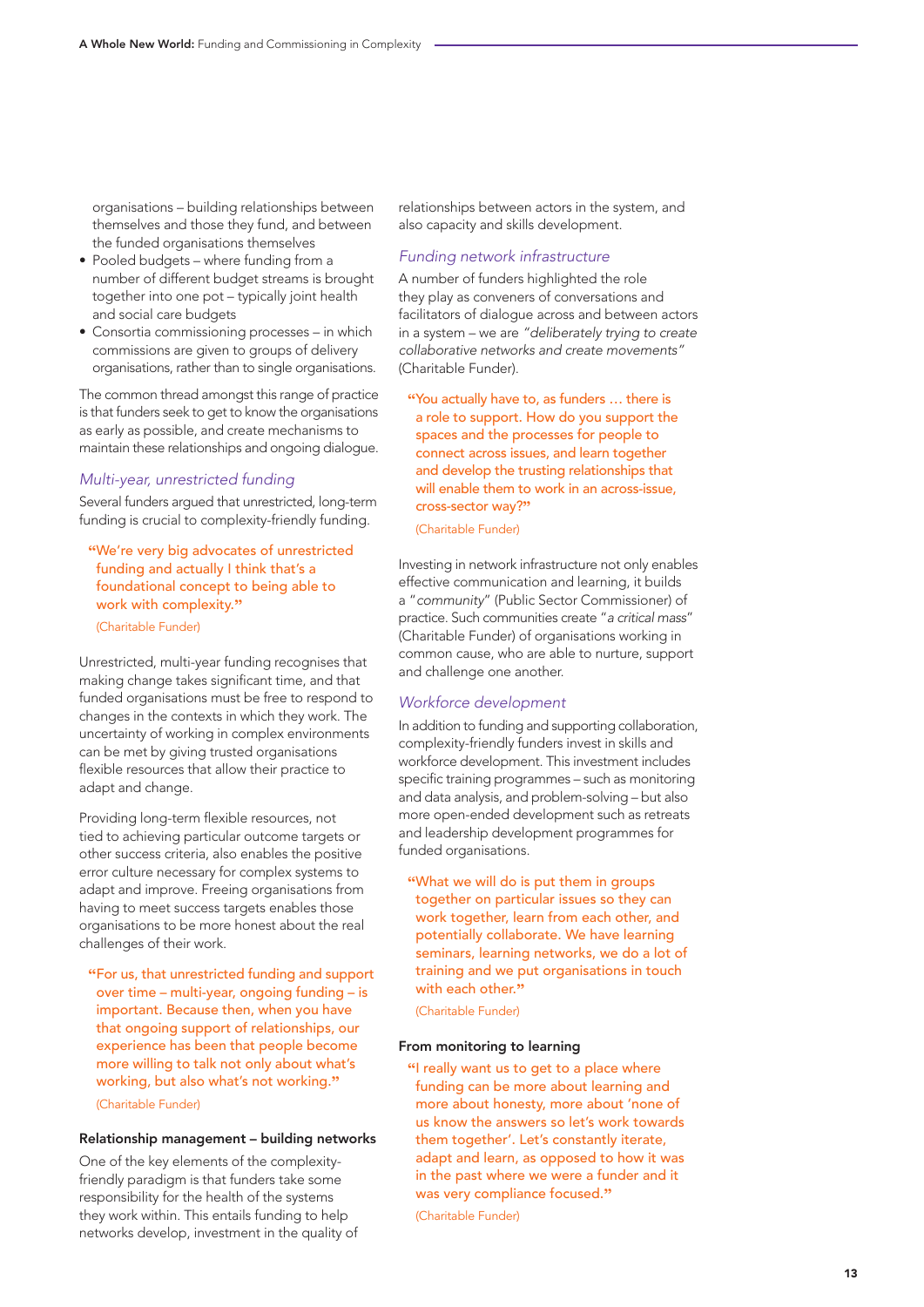organisations – building relationships between themselves and those they fund, and between the funded organisations themselves

- Pooled budgets – where funding from a number of different budget streams is brought together into one pot – typically joint health and social care budgets
- Consortia commissioning processes – in which commissions are given to groups of delivery organisations, rather than to single organisations.

The common thread amongst this range of practice is that funders seek to get to know the organisations as early as possible, and create mechanisms to maintain these relationships and ongoing dialogue.

### *Multi-year, unrestricted funding*

Several funders argued that unrestricted, long-term funding is crucial to complexity-friendly funding.

> "We're very big advocates of unrestricted funding and actually I think that's a foundational concept to being able to work with complexity."
>
> (Charitable Funder)

Unrestricted, multi-year funding recognises that making change takes significant time, and that funded organisations must be free to respond to changes in the contexts in which they work. The uncertainty of working in complex environments can be met by giving trusted organisations flexible resources that allow their practice to adapt and change.

Providing long-term flexible resources, not tied to achieving particular outcome targets or other success criteria, also enables the positive error culture necessary for complex systems to adapt and improve. Freeing organisations from having to meet success targets enables those organisations to be more honest about the real challenges of their work.

> "For us, that unrestricted funding and support over time – multi-year, ongoing funding – is important. Because then, when you have that ongoing support of relationships, our experience has been that people become more willing to talk not only about what's working, but also what's not working."
>
> (Charitable Funder)

## Relationship management – building networks

One of the key elements of the complexity-friendly paradigm is that funders take some responsibility for the health of the systems they work within. This entails funding to help networks develop, investment in the quality of relationships between actors in the system, and also capacity and skills development.

### *Funding network infrastructure*

A number of funders highlighted the role they play as conveners of conversations and facilitators of dialogue across and between actors in a system – we are *"deliberately trying to create collaborative networks and create movements"* (Charitable Funder).

> "You actually have to, as funders … there is a role to support. How do you support the spaces and the processes for people to connect across issues, and learn together and develop the trusting relationships that will enable them to work in an across-issue, cross-sector way?"
>
> (Charitable Funder)

Investing in network infrastructure not only enables effective communication and learning, it builds a "*community*" (Public Sector Commissioner) of practice. Such communities create "*a critical mass*" (Charitable Funder) of organisations working in common cause, who are able to nurture, support and challenge one another.

### *Workforce development*

In addition to funding and supporting collaboration, complexity-friendly funders invest in skills and workforce development. This investment includes specific training programmes – such as monitoring and data analysis, and problem-solving – but also more open-ended development such as retreats and leadership development programmes for funded organisations.

> "What we will do is put them in groups together on particular issues so they can work together, learn from each other, and potentially collaborate. We have learning seminars, learning networks, we do a lot of training and we put organisations in touch with each other."
>
> (Charitable Funder)

## From monitoring to learning

> "I really want us to get to a place where funding can be more about learning and more about honesty, more about 'none of us know the answers so let's work towards them together'. Let's constantly iterate, adapt and learn, as opposed to how it was in the past where we were a funder and it was very compliance focused."
>
> (Charitable Funder)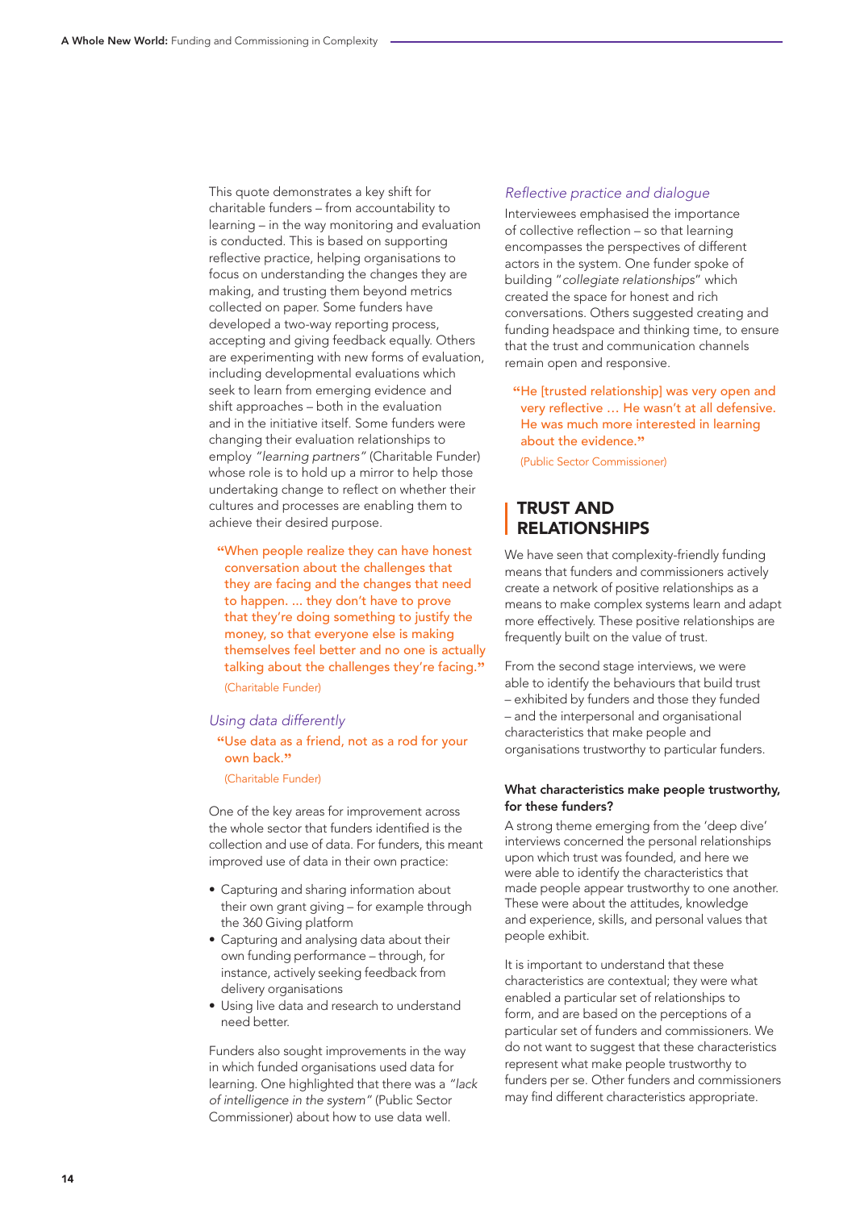This quote demonstrates a key shift for charitable funders – from accountability to learning – in the way monitoring and evaluation is conducted. This is based on supporting reflective practice, helping organisations to focus on understanding the changes they are making, and trusting them beyond metrics collected on paper. Some funders have developed a two-way reporting process, accepting and giving feedback equally. Others are experimenting with new forms of evaluation, including developmental evaluations which seek to learn from emerging evidence and shift approaches – both in the evaluation and in the initiative itself. Some funders were changing their evaluation relationships to employ *"learning partners"* (Charitable Funder) whose role is to hold up a mirror to help those undertaking change to reflect on whether their cultures and processes are enabling them to achieve their desired purpose.

> "When people realize they can have honest conversation about the challenges that they are facing and the changes that need to happen. ... they don't have to prove that they're doing something to justify the money, so that everyone else is making themselves feel better and no one is actually talking about the challenges they're facing."
>
> (Charitable Funder)

*Using data differently*

> "Use data as a friend, not as a rod for your own back."
>
> (Charitable Funder)

One of the key areas for improvement across the whole sector that funders identified is the collection and use of data. For funders, this meant improved use of data in their own practice:

- Capturing and sharing information about their own grant giving – for example through the 360 Giving platform
- Capturing and analysing data about their own funding performance – through, for instance, actively seeking feedback from delivery organisations
- Using live data and research to understand need better.

Funders also sought improvements in the way in which funded organisations used data for learning. One highlighted that there was a *"lack of intelligence in the system"* (Public Sector Commissioner) about how to use data well.

*Reflective practice and dialogue*

Interviewees emphasised the importance of collective reflection – so that learning encompasses the perspectives of different actors in the system. One funder spoke of building "*collegiate relationships*" which created the space for honest and rich conversations. Others suggested creating and funding headspace and thinking time, to ensure that the trust and communication channels remain open and responsive.

> "He [trusted relationship] was very open and very reflective … He wasn't at all defensive. He was much more interested in learning about the evidence."
>
> (Public Sector Commissioner)

## TRUST AND RELATIONSHIPS

We have seen that complexity-friendly funding means that funders and commissioners actively create a network of positive relationships as a means to make complex systems learn and adapt more effectively. These positive relationships are frequently built on the value of trust.

From the second stage interviews, we were able to identify the behaviours that build trust – exhibited by funders and those they funded – and the interpersonal and organisational characteristics that make people and organisations trustworthy to particular funders.

#### What characteristics make people trustworthy, for these funders?

A strong theme emerging from the 'deep dive' interviews concerned the personal relationships upon which trust was founded, and here we were able to identify the characteristics that made people appear trustworthy to one another. These were about the attitudes, knowledge and experience, skills, and personal values that people exhibit.

It is important to understand that these characteristics are contextual; they were what enabled a particular set of relationships to form, and are based on the perceptions of a particular set of funders and commissioners. We do not want to suggest that these characteristics represent what make people trustworthy to funders per se. Other funders and commissioners may find different characteristics appropriate.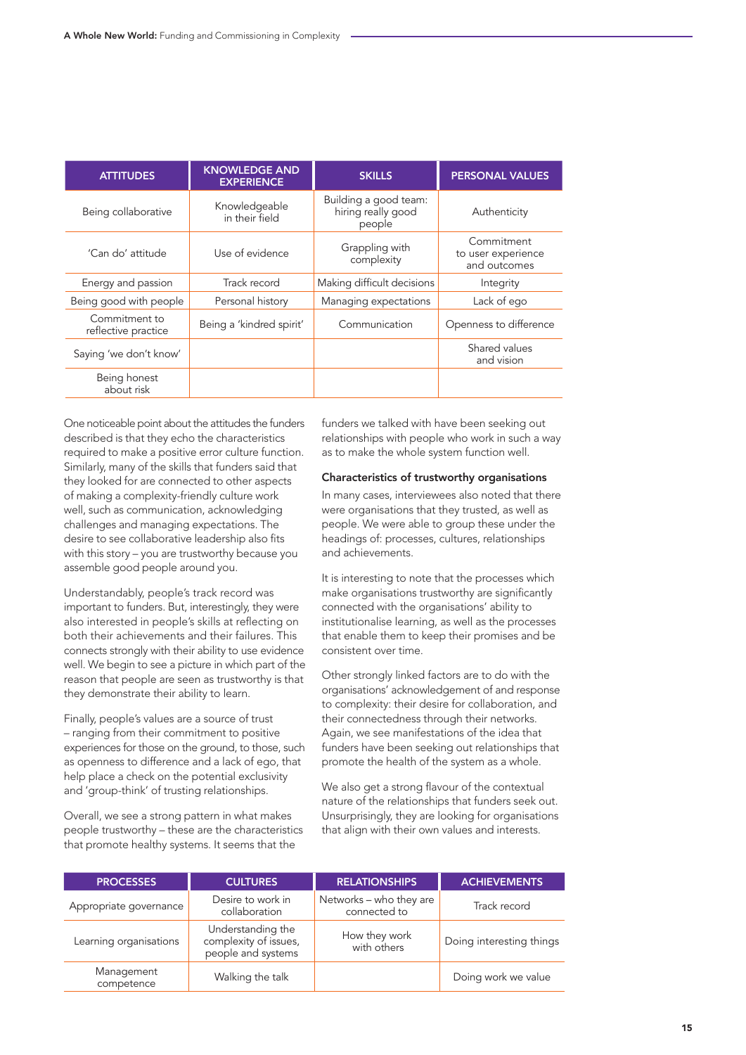| ATTITUDES | KNOWLEDGE AND EXPERIENCE | SKILLS | PERSONAL VALUES |
|---|---|---|---|
| Being collaborative | Knowledgeable in their field | Building a good team: hiring really good people | Authenticity |
| 'Can do' attitude | Use of evidence | Grappling with complexity | Commitment to user experience and outcomes |
| Energy and passion | Track record | Making difficult decisions | Integrity |
| Being good with people | Personal history | Managing expectations | Lack of ego |
| Commitment to reflective practice | Being a 'kindred spirit' | Communication | Openness to difference |
| Saying 'we don't know' | | | Shared values and vision |
| Being honest about risk | | | |

One noticeable point about the attitudes the funders described is that they echo the characteristics required to make a positive error culture function. Similarly, many of the skills that funders said that they looked for are connected to other aspects of making a complexity-friendly culture work well, such as communication, acknowledging challenges and managing expectations. The desire to see collaborative leadership also fits with this story – you are trustworthy because you assemble good people around you.

Understandably, people's track record was important to funders. But, interestingly, they were also interested in people's skills at reflecting on both their achievements and their failures. This connects strongly with their ability to use evidence well. We begin to see a picture in which part of the reason that people are seen as trustworthy is that they demonstrate their ability to learn.

Finally, people's values are a source of trust – ranging from their commitment to positive experiences for those on the ground, to those, such as openness to difference and a lack of ego, that help place a check on the potential exclusivity and 'group-think' of trusting relationships.

Overall, we see a strong pattern in what makes people trustworthy – these are the characteristics that promote healthy systems. It seems that the funders we talked with have been seeking out relationships with people who work in such a way as to make the whole system function well.

### Characteristics of trustworthy organisations

In many cases, interviewees also noted that there were organisations that they trusted, as well as people. We were able to group these under the headings of: processes, cultures, relationships and achievements.

It is interesting to note that the processes which make organisations trustworthy are significantly connected with the organisations' ability to institutionalise learning, as well as the processes that enable them to keep their promises and be consistent over time.

Other strongly linked factors are to do with the organisations' acknowledgement of and response to complexity: their desire for collaboration, and their connectedness through their networks. Again, we see manifestations of the idea that funders have been seeking out relationships that promote the health of the system as a whole.

We also get a strong flavour of the contextual nature of the relationships that funders seek out. Unsurprisingly, they are looking for organisations that align with their own values and interests.

| PROCESSES | CULTURES | RELATIONSHIPS | ACHIEVEMENTS |
|---|---|---|---|
| Appropriate governance | Desire to work in collaboration | Networks – who they are connected to | Track record |
| Learning organisations | Understanding the complexity of issues, people and systems | How they work with others | Doing interesting things |
| Management competence | Walking the talk | | Doing work we value |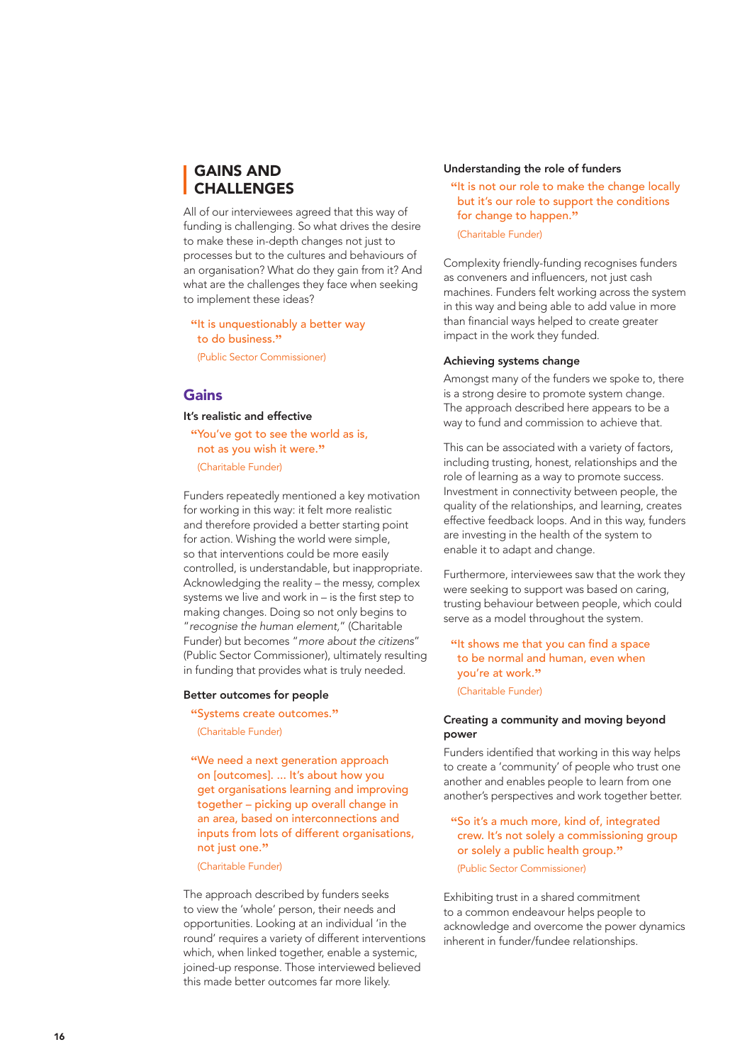## GAINS AND CHALLENGES

All of our interviewees agreed that this way of funding is challenging. So what drives the desire to make these in-depth changes not just to processes but to the cultures and behaviours of an organisation? What do they gain from it? And what are the challenges they face when seeking to implement these ideas?

> "It is unquestionably a better way to do business."
>
> (Public Sector Commissioner)

### Gains

#### It's realistic and effective

> "You've got to see the world as is, not as you wish it were."
>
> (Charitable Funder)

Funders repeatedly mentioned a key motivation for working in this way: it felt more realistic and therefore provided a better starting point for action. Wishing the world were simple, so that interventions could be more easily controlled, is understandable, but inappropriate. Acknowledging the reality – the messy, complex systems we live and work in – is the first step to making changes. Doing so not only begins to "*recognise the human element*," (Charitable Funder) but becomes "*more about the citizens*" (Public Sector Commissioner), ultimately resulting in funding that provides what is truly needed.

#### Better outcomes for people

> "Systems create outcomes."
>
> (Charitable Funder)

> "We need a next generation approach on [outcomes]. ... It's about how you get organisations learning and improving together – picking up overall change in an area, based on interconnections and inputs from lots of different organisations, not just one."
>
> (Charitable Funder)

The approach described by funders seeks to view the 'whole' person, their needs and opportunities. Looking at an individual 'in the round' requires a variety of different interventions which, when linked together, enable a systemic, joined-up response. Those interviewed believed this made better outcomes far more likely.

#### Understanding the role of funders

> "It is not our role to make the change locally but it's our role to support the conditions for change to happen."
>
> (Charitable Funder)

Complexity friendly-funding recognises funders as conveners and influencers, not just cash machines. Funders felt working across the system in this way and being able to add value in more than financial ways helped to create greater impact in the work they funded.

#### Achieving systems change

Amongst many of the funders we spoke to, there is a strong desire to promote system change. The approach described here appears to be a way to fund and commission to achieve that.

This can be associated with a variety of factors, including trusting, honest, relationships and the role of learning as a way to promote success. Investment in connectivity between people, the quality of the relationships, and learning, creates effective feedback loops. And in this way, funders are investing in the health of the system to enable it to adapt and change.

Furthermore, interviewees saw that the work they were seeking to support was based on caring, trusting behaviour between people, which could serve as a model throughout the system.

> "It shows me that you can find a space to be normal and human, even when you're at work."
>
> (Charitable Funder)

#### Creating a community and moving beyond power

Funders identified that working in this way helps to create a 'community' of people who trust one another and enables people to learn from one another's perspectives and work together better.

> "So it's a much more, kind of, integrated crew. It's not solely a commissioning group or solely a public health group."
>
> (Public Sector Commissioner)

Exhibiting trust in a shared commitment to a common endeavour helps people to acknowledge and overcome the power dynamics inherent in funder/fundee relationships.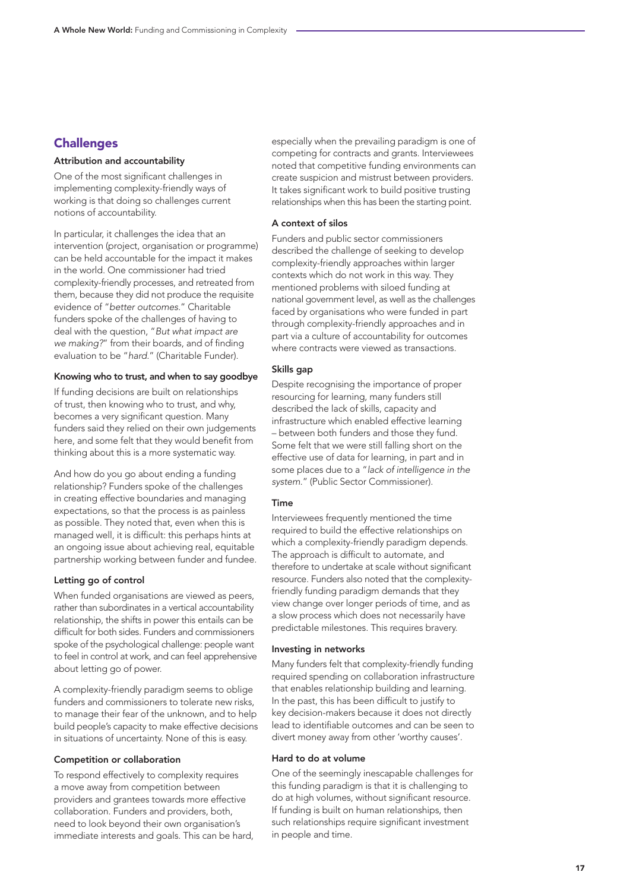## Challenges

### Attribution and accountability

One of the most significant challenges in implementing complexity-friendly ways of working is that doing so challenges current notions of accountability.

In particular, it challenges the idea that an intervention (project, organisation or programme) can be held accountable for the impact it makes in the world. One commissioner had tried complexity-friendly processes, and retreated from them, because they did not produce the requisite evidence of "*better outcomes.*" Charitable funders spoke of the challenges of having to deal with the question, "*But what impact are we making?*" from their boards, and of finding evaluation to be "*hard.*" (Charitable Funder).

### Knowing who to trust, and when to say goodbye

If funding decisions are built on relationships of trust, then knowing who to trust, and why, becomes a very significant question. Many funders said they relied on their own judgements here, and some felt that they would benefit from thinking about this is a more systematic way.

And how do you go about ending a funding relationship? Funders spoke of the challenges in creating effective boundaries and managing expectations, so that the process is as painless as possible. They noted that, even when this is managed well, it is difficult: this perhaps hints at an ongoing issue about achieving real, equitable partnership working between funder and fundee.

### Letting go of control

When funded organisations are viewed as peers, rather than subordinates in a vertical accountability relationship, the shifts in power this entails can be difficult for both sides. Funders and commissioners spoke of the psychological challenge: people want to feel in control at work, and can feel apprehensive about letting go of power.

A complexity-friendly paradigm seems to oblige funders and commissioners to tolerate new risks, to manage their fear of the unknown, and to help build people's capacity to make effective decisions in situations of uncertainty. None of this is easy.

### Competition or collaboration

To respond effectively to complexity requires a move away from competition between providers and grantees towards more effective collaboration. Funders and providers, both, need to look beyond their own organisation's immediate interests and goals. This can be hard, especially when the prevailing paradigm is one of competing for contracts and grants. Interviewees noted that competitive funding environments can create suspicion and mistrust between providers. It takes significant work to build positive trusting relationships when this has been the starting point.

### A context of silos

Funders and public sector commissioners described the challenge of seeking to develop complexity-friendly approaches within larger contexts which do not work in this way. They mentioned problems with siloed funding at national government level, as well as the challenges faced by organisations who were funded in part through complexity-friendly approaches and in part via a culture of accountability for outcomes where contracts were viewed as transactions.

### Skills gap

Despite recognising the importance of proper resourcing for learning, many funders still described the lack of skills, capacity and infrastructure which enabled effective learning – between both funders and those they fund. Some felt that we were still falling short on the effective use of data for learning, in part and in some places due to a "*lack of intelligence in the system.*" (Public Sector Commissioner).

### Time

Interviewees frequently mentioned the time required to build the effective relationships on which a complexity-friendly paradigm depends. The approach is difficult to automate, and therefore to undertake at scale without significant resource. Funders also noted that the complexity-friendly funding paradigm demands that they view change over longer periods of time, and as a slow process which does not necessarily have predictable milestones. This requires bravery.

### Investing in networks

Many funders felt that complexity-friendly funding required spending on collaboration infrastructure that enables relationship building and learning. In the past, this has been difficult to justify to key decision-makers because it does not directly lead to identifiable outcomes and can be seen to divert money away from other 'worthy causes'.

### Hard to do at volume

One of the seemingly inescapable challenges for this funding paradigm is that it is challenging to do at high volumes, without significant resource. If funding is built on human relationships, then such relationships require significant investment in people and time.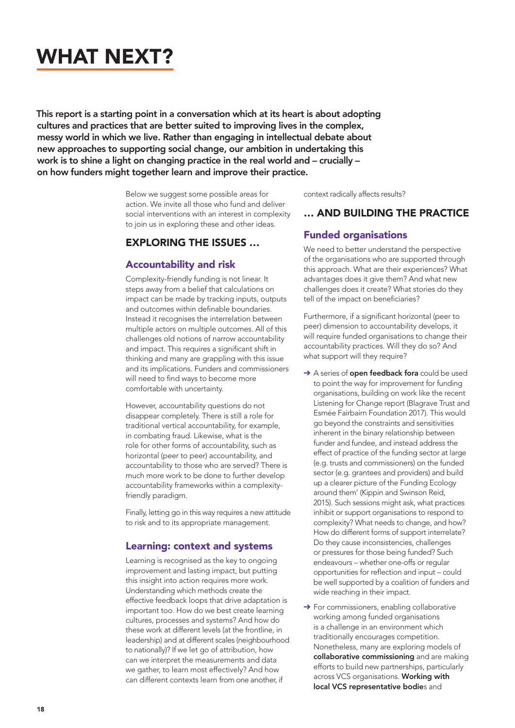# WHAT NEXT?

**This report is a starting point in a conversation which at its heart is about adopting cultures and practices that are better suited to improving lives in the complex, messy world in which we live. Rather than engaging in intellectual debate about new approaches to supporting social change, our ambition in undertaking this work is to shine a light on changing practice in the real world and – crucially – on how funders might together learn and improve their practice.**

Below we suggest some possible areas for action. We invite all those who fund and deliver social interventions with an interest in complexity to join us in exploring these and other ideas.

## EXPLORING THE ISSUES …

### Accountability and risk

Complexity-friendly funding is not linear. It steps away from a belief that calculations on impact can be made by tracking inputs, outputs and outcomes within definable boundaries. Instead it recognises the interrelation between multiple actors on multiple outcomes. All of this challenges old notions of narrow accountability and impact. This requires a significant shift in thinking and many are grappling with this issue and its implications. Funders and commissioners will need to find ways to become more comfortable with uncertainty.

However, accountability questions do not disappear completely. There is still a role for traditional vertical accountability, for example, in combating fraud. Likewise, what is the role for other forms of accountability, such as horizontal (peer to peer) accountability, and accountability to those who are served? There is much more work to be done to further develop accountability frameworks within a complexity-friendly paradigm.

Finally, letting go in this way requires a new attitude to risk and to its appropriate management.

### Learning: context and systems

Learning is recognised as the key to ongoing improvement and lasting impact, but putting this insight into action requires more work. Understanding which methods create the effective feedback loops that drive adaptation is important too. How do we best create learning cultures, processes and systems? And how do these work at different levels (at the frontline, in leadership) and at different scales (neighbourhood to nationally)? If we let go of attribution, how can we interpret the measurements and data we gather, to learn most effectively? And how can different contexts learn from one another, if context radically affects results?

## … AND BUILDING THE PRACTICE

### Funded organisations

We need to better understand the perspective of the organisations who are supported through this approach. What are their experiences? What advantages does it give them? And what new challenges does it create? What stories do they tell of the impact on beneficiaries?

Furthermore, if a significant horizontal (peer to peer) dimension to accountability develops, it will require funded organisations to change their accountability practices. Will they do so? And what support will they require?

- ➔ A series of **open feedback fora** could be used to point the way for improvement for funding organisations, building on work like the recent Listening for Change report (Blagrave Trust and Esmée Fairbairn Foundation 2017). This would go beyond the constraints and sensitivities inherent in the binary relationship between funder and fundee, and instead address the effect of practice of the funding sector at large (e.g. trusts and commissioners) on the funded sector (e.g. grantees and providers) and build up a clearer picture of the Funding Ecology around them' (Kippin and Swinson Reid, 2015). Such sessions might ask, what practices inhibit or support organisations to respond to complexity? What needs to change, and how? How do different forms of support interrelate? Do they cause inconsistencies, challenges or pressures for those being funded? Such endeavours – whether one-offs or regular opportunities for reflection and input – could be well supported by a coalition of funders and wide reaching in their impact.
- ➔ For commissioners, enabling collaborative working among funded organisations is a challenge in an environment which traditionally encourages competition. Nonetheless, many are exploring models of **collaborative commissioning** and are making efforts to build new partnerships, particularly across VCS organisations. **Working with local VCS representative bodie**s and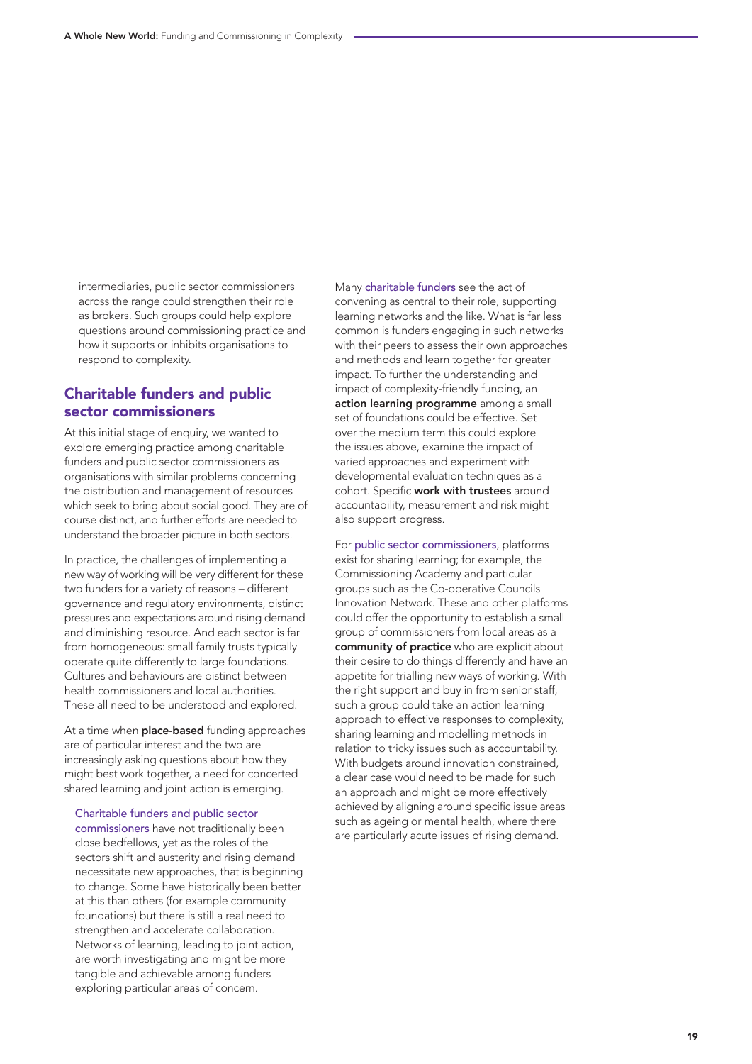intermediaries, public sector commissioners across the range could strengthen their role as brokers. Such groups could help explore questions around commissioning practice and how it supports or inhibits organisations to respond to complexity.

## Charitable funders and public sector commissioners

At this initial stage of enquiry, we wanted to explore emerging practice among charitable funders and public sector commissioners as organisations with similar problems concerning the distribution and management of resources which seek to bring about social good. They are of course distinct, and further efforts are needed to understand the broader picture in both sectors.

In practice, the challenges of implementing a new way of working will be very different for these two funders for a variety of reasons – different governance and regulatory environments, distinct pressures and expectations around rising demand and diminishing resource. And each sector is far from homogeneous: small family trusts typically operate quite differently to large foundations. Cultures and behaviours are distinct between health commissioners and local authorities. These all need to be understood and explored.

At a time when **place-based** funding approaches are of particular interest and the two are increasingly asking questions about how they might best work together, a need for concerted shared learning and joint action is emerging.

Charitable funders and public sector commissioners have not traditionally been close bedfellows, yet as the roles of the sectors shift and austerity and rising demand necessitate new approaches, that is beginning to change. Some have historically been better at this than others (for example community foundations) but there is still a real need to strengthen and accelerate collaboration. Networks of learning, leading to joint action, are worth investigating and might be more tangible and achievable among funders exploring particular areas of concern.

Many charitable funders see the act of convening as central to their role, supporting learning networks and the like. What is far less common is funders engaging in such networks with their peers to assess their own approaches and methods and learn together for greater impact. To further the understanding and impact of complexity-friendly funding, an **action learning programme** among a small set of foundations could be effective. Set over the medium term this could explore the issues above, examine the impact of varied approaches and experiment with developmental evaluation techniques as a cohort. Specific **work with trustees** around accountability, measurement and risk might also support progress.

For public sector commissioners, platforms exist for sharing learning; for example, the Commissioning Academy and particular groups such as the Co-operative Councils Innovation Network. These and other platforms could offer the opportunity to establish a small group of commissioners from local areas as a **community of practice** who are explicit about their desire to do things differently and have an appetite for trialling new ways of working. With the right support and buy in from senior staff, such a group could take an action learning approach to effective responses to complexity, sharing learning and modelling methods in relation to tricky issues such as accountability. With budgets around innovation constrained, a clear case would need to be made for such an approach and might be more effectively achieved by aligning around specific issue areas such as ageing or mental health, where there are particularly acute issues of rising demand.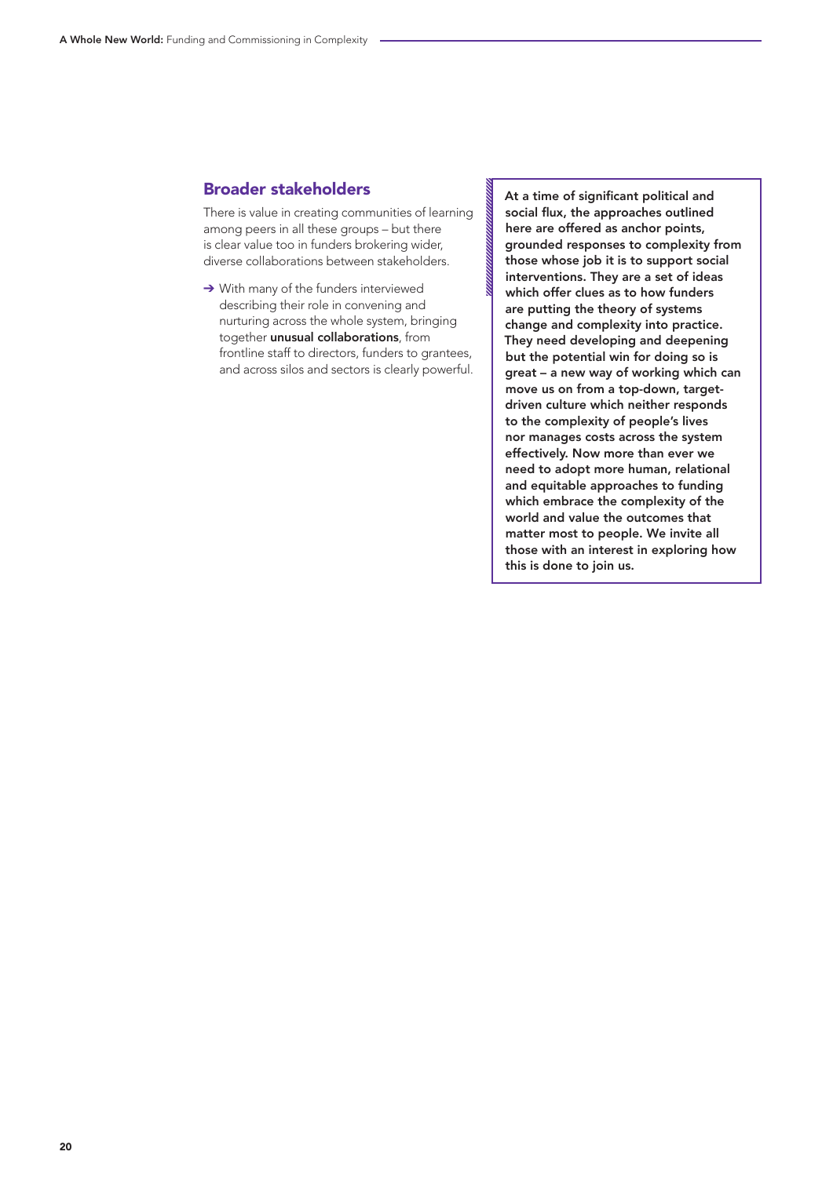## Broader stakeholders

There is value in creating communities of learning among peers in all these groups – but there is clear value too in funders brokering wider, diverse collaborations between stakeholders.

- With many of the funders interviewed describing their role in convening and nurturing across the whole system, bringing together **unusual collaborations**, from frontline staff to directors, funders to grantees, and across silos and sectors is clearly powerful.

**At a time of significant political and social flux, the approaches outlined here are offered as anchor points, grounded responses to complexity from those whose job it is to support social interventions. They are a set of ideas which offer clues as to how funders are putting the theory of systems change and complexity into practice. They need developing and deepening but the potential win for doing so is great – a new way of working which can move us on from a top-down, target-driven culture which neither responds to the complexity of people's lives nor manages costs across the system effectively. Now more than ever we need to adopt more human, relational and equitable approaches to funding which embrace the complexity of the world and value the outcomes that matter most to people. We invite all those with an interest in exploring how this is done to join us.**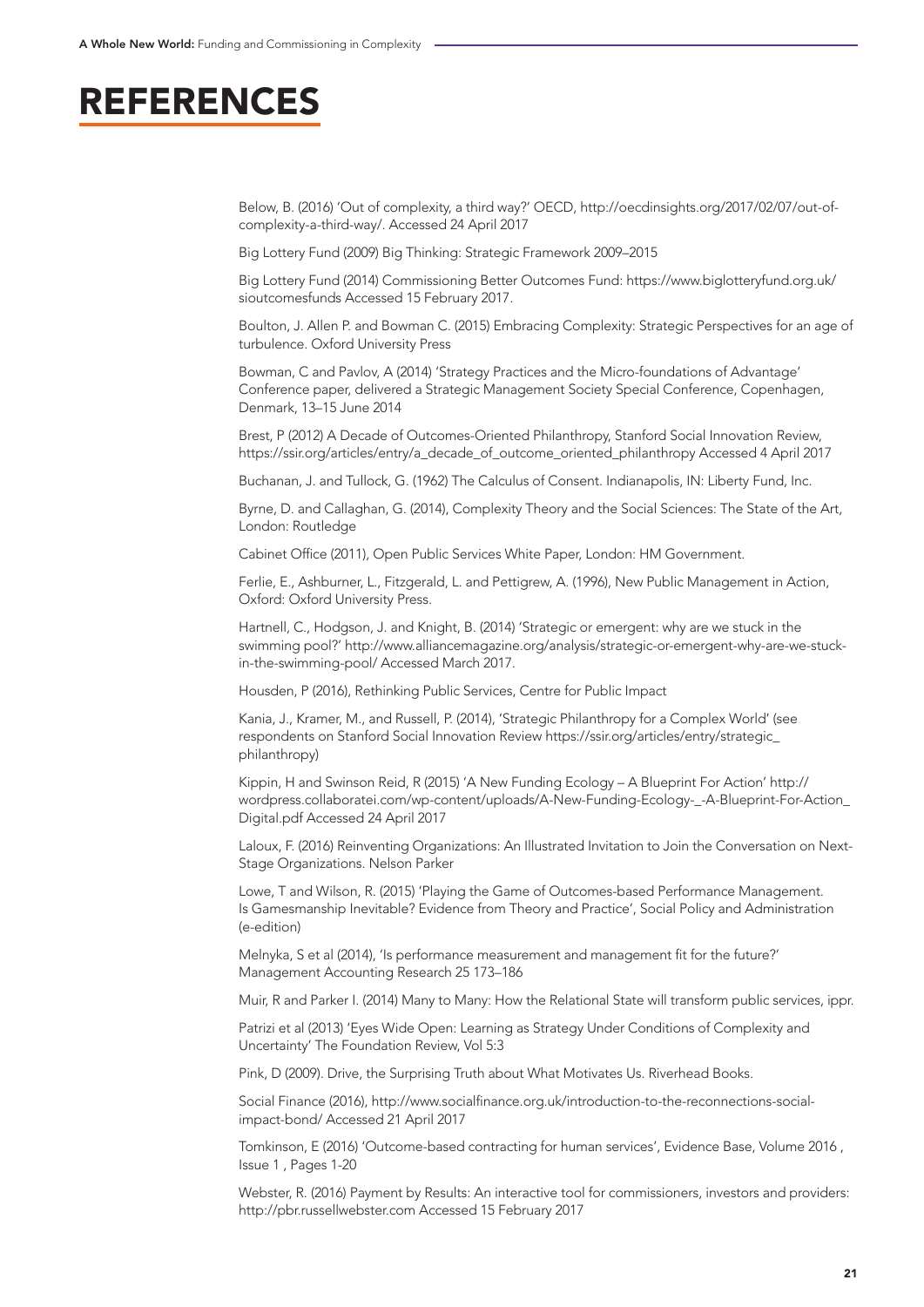# REFERENCES

Below, B. (2016) 'Out of complexity, a third way?' OECD, http://oecdinsights.org/2017/02/07/out-of-complexity-a-third-way/. Accessed 24 April 2017

Big Lottery Fund (2009) Big Thinking: Strategic Framework 2009–2015

Big Lottery Fund (2014) Commissioning Better Outcomes Fund: https://www.biglotteryfund.org.uk/sioutcomesfunds Accessed 15 February 2017.

Boulton, J. Allen P. and Bowman C. (2015) Embracing Complexity: Strategic Perspectives for an age of turbulence. Oxford University Press

Bowman, C and Pavlov, A (2014) 'Strategy Practices and the Micro-foundations of Advantage' Conference paper, delivered a Strategic Management Society Special Conference, Copenhagen, Denmark, 13–15 June 2014

Brest, P (2012) A Decade of Outcomes-Oriented Philanthropy, Stanford Social Innovation Review, https://ssir.org/articles/entry/a_decade_of_outcome_oriented_philanthropy Accessed 4 April 2017

Buchanan, J. and Tullock, G. (1962) The Calculus of Consent. Indianapolis, IN: Liberty Fund, Inc.

Byrne, D. and Callaghan, G. (2014), Complexity Theory and the Social Sciences: The State of the Art, London: Routledge

Cabinet Office (2011), Open Public Services White Paper, London: HM Government.

Ferlie, E., Ashburner, L., Fitzgerald, L. and Pettigrew, A. (1996), New Public Management in Action, Oxford: Oxford University Press.

Hartnell, C., Hodgson, J. and Knight, B. (2014) 'Strategic or emergent: why are we stuck in the swimming pool?' http://www.alliancemagazine.org/analysis/strategic-or-emergent-why-are-we-stuck-in-the-swimming-pool/ Accessed March 2017.

Housden, P (2016), Rethinking Public Services, Centre for Public Impact

Kania, J., Kramer, M., and Russell, P. (2014), 'Strategic Philanthropy for a Complex World' (see respondents on Stanford Social Innovation Review https://ssir.org/articles/entry/strategic_philanthropy)

Kippin, H and Swinson Reid, R (2015) 'A New Funding Ecology – A Blueprint For Action' http://wordpress.collaboratei.com/wp-content/uploads/A-New-Funding-Ecology-_-A-Blueprint-For-Action_Digital.pdf Accessed 24 April 2017

Laloux, F. (2016) Reinventing Organizations: An Illustrated Invitation to Join the Conversation on Next-Stage Organizations. Nelson Parker

Lowe, T and Wilson, R. (2015) 'Playing the Game of Outcomes-based Performance Management. Is Gamesmanship Inevitable? Evidence from Theory and Practice', Social Policy and Administration (e-edition)

Melnyka, S et al (2014), 'Is performance measurement and management fit for the future?' Management Accounting Research 25 173–186

Muir, R and Parker I. (2014) Many to Many: How the Relational State will transform public services, ippr.

Patrizi et al (2013) 'Eyes Wide Open: Learning as Strategy Under Conditions of Complexity and Uncertainty' The Foundation Review, Vol 5:3

Pink, D (2009). Drive, the Surprising Truth about What Motivates Us. Riverhead Books.

Social Finance (2016), http://www.socialfinance.org.uk/introduction-to-the-reconnections-social-impact-bond/ Accessed 21 April 2017

Tomkinson, E (2016) 'Outcome-based contracting for human services', Evidence Base, Volume 2016 , Issue 1 , Pages 1-20

Webster, R. (2016) Payment by Results: An interactive tool for commissioners, investors and providers: http://pbr.russellwebster.com Accessed 15 February 2017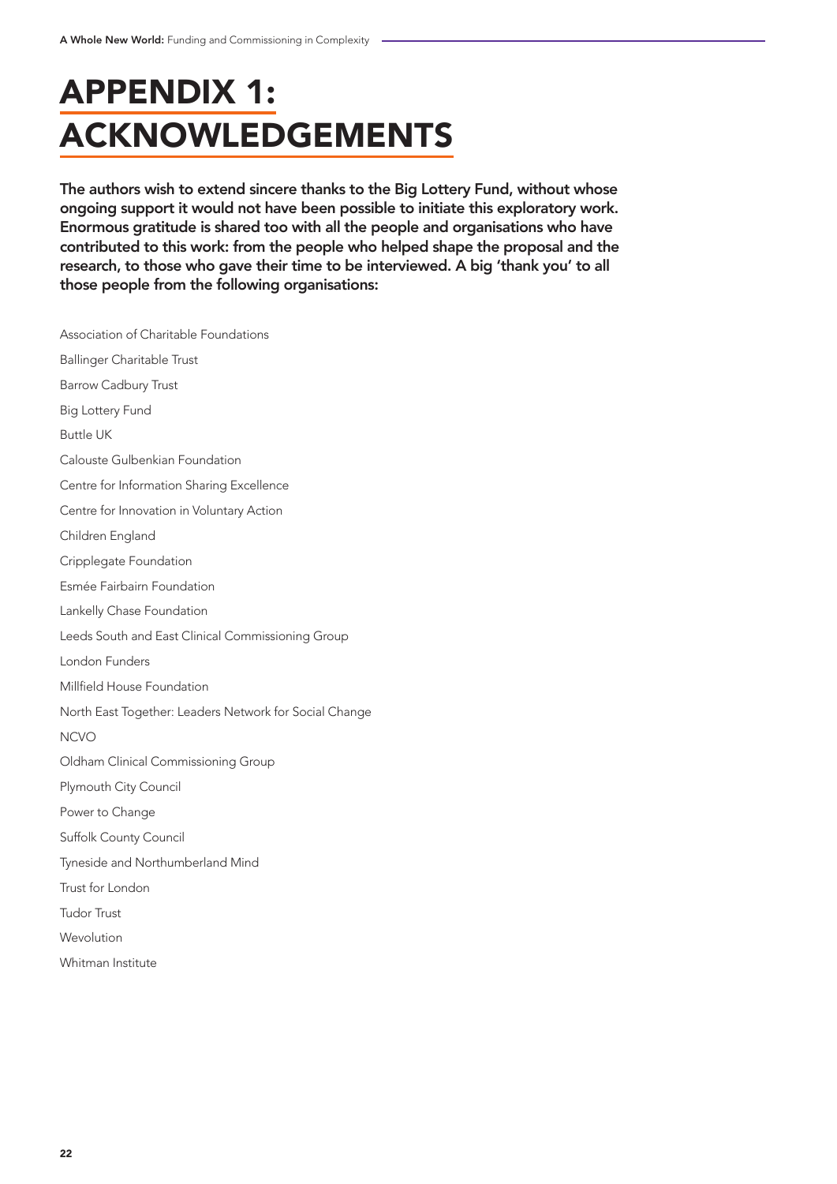# APPENDIX 1: ACKNOWLEDGEMENTS

**The authors wish to extend sincere thanks to the Big Lottery Fund, without whose ongoing support it would not have been possible to initiate this exploratory work. Enormous gratitude is shared too with all the people and organisations who have contributed to this work: from the people who helped shape the proposal and the research, to those who gave their time to be interviewed. A big 'thank you' to all those people from the following organisations:**

Association of Charitable Foundations

Ballinger Charitable Trust

Barrow Cadbury Trust

Big Lottery Fund

Buttle UK

Calouste Gulbenkian Foundation

Centre for Information Sharing Excellence

Centre for Innovation in Voluntary Action

Children England

Cripplegate Foundation

Esmée Fairbairn Foundation

Lankelly Chase Foundation

Leeds South and East Clinical Commissioning Group

London Funders

Millfield House Foundation

North East Together: Leaders Network for Social Change

NCVO

Oldham Clinical Commissioning Group

Plymouth City Council

Power to Change

Suffolk County Council

Tyneside and Northumberland Mind

Trust for London

Tudor Trust

Wevolution

Whitman Institute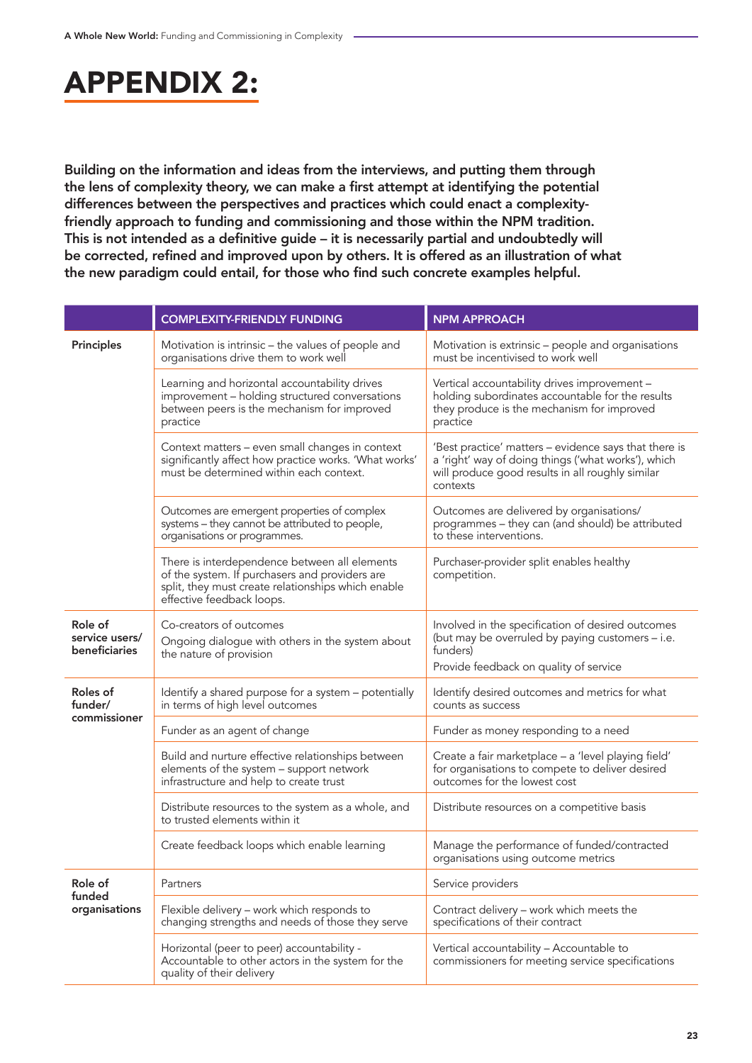# APPENDIX 2:

**Building on the information and ideas from the interviews, and putting them through the lens of complexity theory, we can make a first attempt at identifying the potential differences between the perspectives and practices which could enact a complexity-friendly approach to funding and commissioning and those within the NPM tradition. This is not intended as a definitive guide – it is necessarily partial and undoubtedly will be corrected, refined and improved upon by others. It is offered as an illustration of what the new paradigm could entail, for those who find such concrete examples helpful.**

| | COMPLEXITY-FRIENDLY FUNDING | NPM APPROACH |
|---|---|---|
| **Principles** | Motivation is intrinsic – the values of people and organisations drive them to work well | Motivation is extrinsic – people and organisations must be incentivised to work well |
| | Learning and horizontal accountability drives improvement – holding structured conversations between peers is the mechanism for improved practice | Vertical accountability drives improvement – holding subordinates accountable for the results they produce is the mechanism for improved practice |
| | Context matters – even small changes in context significantly affect how practice works. 'What works' must be determined within each context. | 'Best practice' matters – evidence says that there is a 'right' way of doing things ('what works'), which will produce good results in all roughly similar contexts |
| | Outcomes are emergent properties of complex systems – they cannot be attributed to people, organisations or programmes. | Outcomes are delivered by organisations/ programmes – they can (and should) be attributed to these interventions. |
| | There is interdependence between all elements of the system. If purchasers and providers are split, they must create relationships which enable effective feedback loops. | Purchaser-provider split enables healthy competition. |
| **Role of service users/ beneficiaries** | Co-creators of outcomes<br>Ongoing dialogue with others in the system about the nature of provision | Involved in the specification of desired outcomes (but may be overruled by paying customers – i.e. funders)<br>Provide feedback on quality of service |
| **Roles of funder/ commissioner** | Identify a shared purpose for a system – potentially in terms of high level outcomes | Identify desired outcomes and metrics for what counts as success |
| | Funder as an agent of change | Funder as money responding to a need |
| | Build and nurture effective relationships between elements of the system – support network infrastructure and help to create trust | Create a fair marketplace – a 'level playing field' for organisations to compete to deliver desired outcomes for the lowest cost |
| | Distribute resources to the system as a whole, and to trusted elements within it | Distribute resources on a competitive basis |
| | Create feedback loops which enable learning | Manage the performance of funded/contracted organisations using outcome metrics |
| **Role of funded organisations** | Partners | Service providers |
| | Flexible delivery – work which responds to changing strengths and needs of those they serve | Contract delivery – work which meets the specifications of their contract |
| | Horizontal (peer to peer) accountability - Accountable to other actors in the system for the quality of their delivery | Vertical accountability – Accountable to commissioners for meeting service specifications |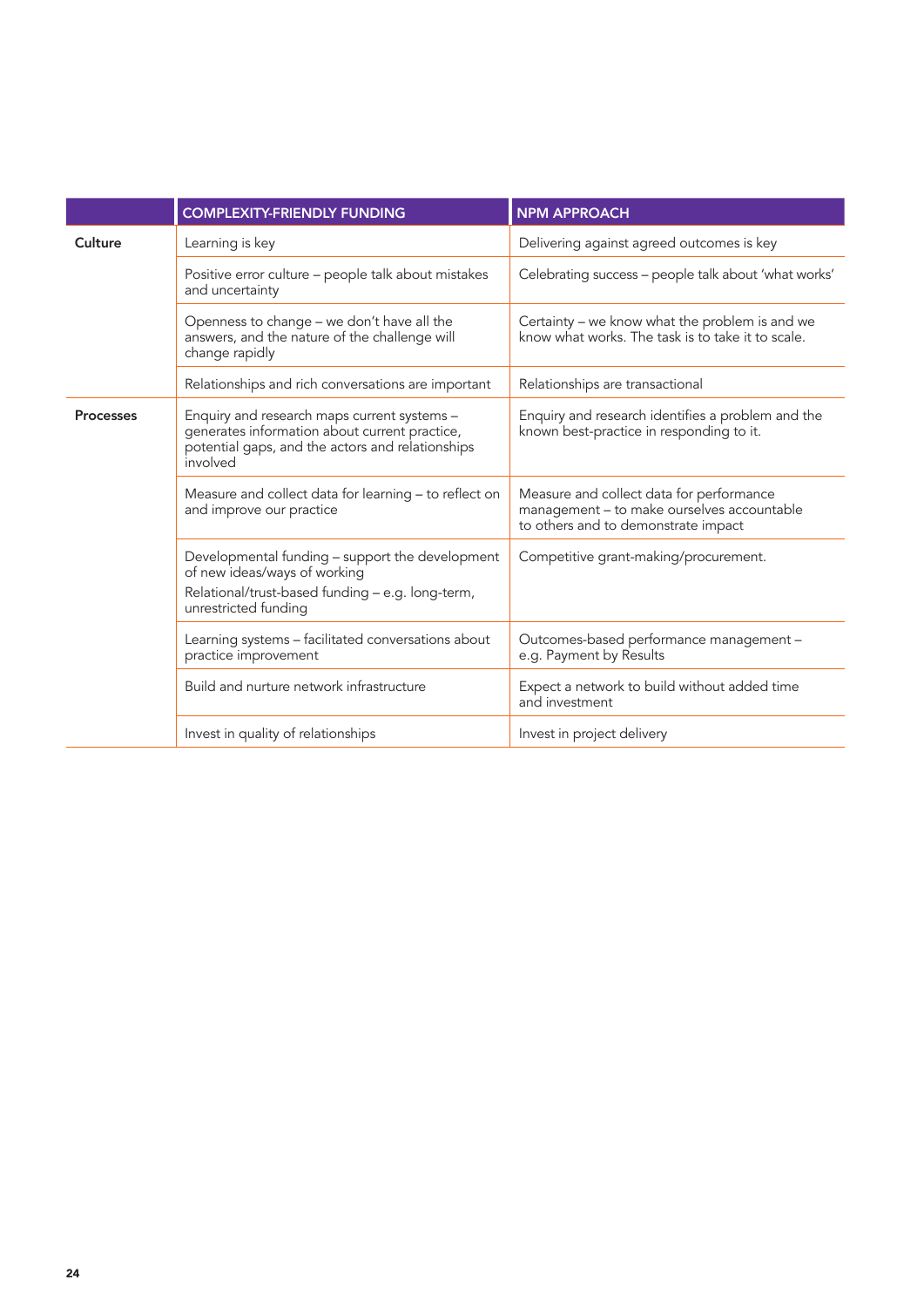| | COMPLEXITY-FRIENDLY FUNDING | NPM APPROACH |
|---|---|---|
| **Culture** | Learning is key | Delivering against agreed outcomes is key |
| | Positive error culture – people talk about mistakes and uncertainty | Celebrating success – people talk about 'what works' |
| | Openness to change – we don't have all the answers, and the nature of the challenge will change rapidly | Certainty – we know what the problem is and we know what works. The task is to take it to scale. |
| | Relationships and rich conversations are important | Relationships are transactional |
| **Processes** | Enquiry and research maps current systems – generates information about current practice, potential gaps, and the actors and relationships involved | Enquiry and research identifies a problem and the known best-practice in responding to it. |
| | Measure and collect data for learning – to reflect on and improve our practice | Measure and collect data for performance management – to make ourselves accountable to others and to demonstrate impact |
| | Developmental funding – support the development of new ideas/ways of working<br>Relational/trust-based funding – e.g. long-term, unrestricted funding | Competitive grant-making/procurement. |
| | Learning systems – facilitated conversations about practice improvement | Outcomes-based performance management – e.g. Payment by Results |
| | Build and nurture network infrastructure | Expect a network to build without added time and investment |
| | Invest in quality of relationships | Invest in project delivery |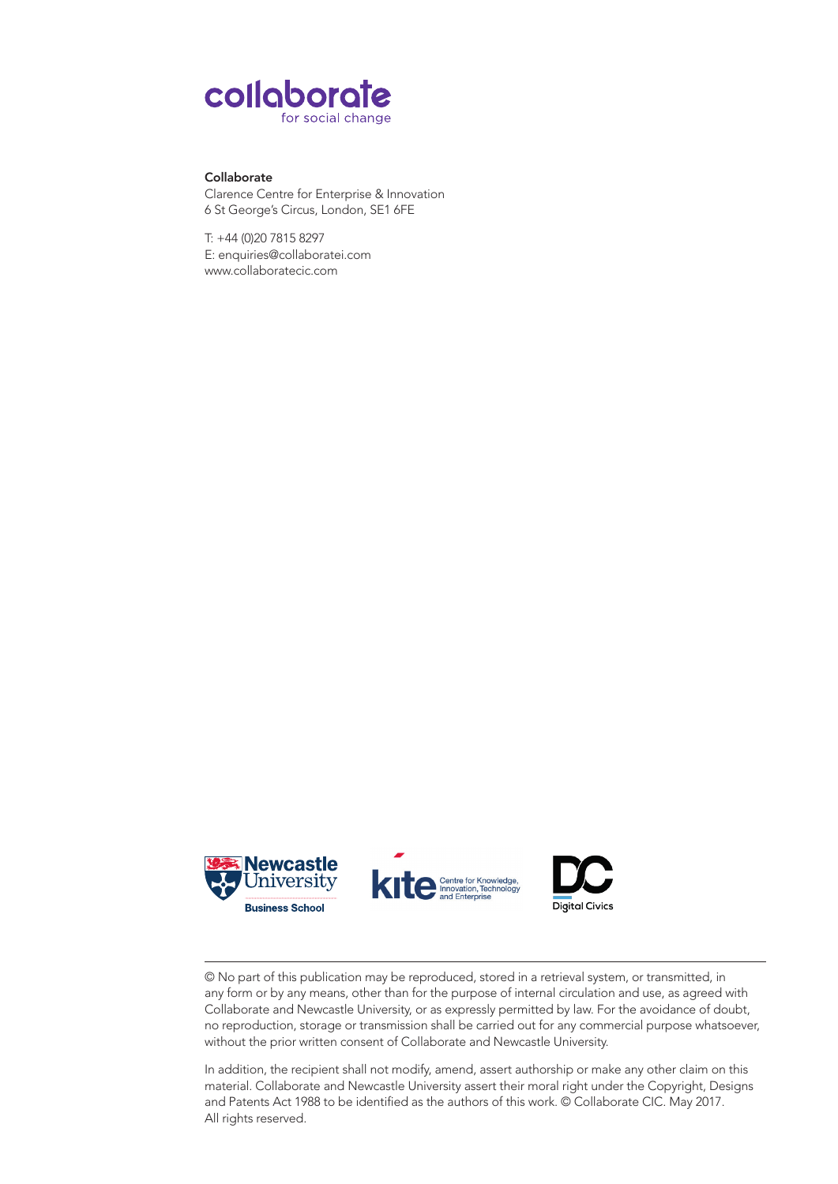collaborate
for social change

**Collaborate**
Clarence Centre for Enterprise & Innovation
6 St George's Circus, London, SE1 6FE

T: +44 (0)20 7815 8297
E: enquiries@collaboratei.com
www.collaboratecic.com

Newcastle University Business School

kite Centre for Knowledge, Innovation, Technology and Enterprise

DC Digital Civics

© No part of this publication may be reproduced, stored in a retrieval system, or transmitted, in any form or by any means, other than for the purpose of internal circulation and use, as agreed with Collaborate and Newcastle University, or as expressly permitted by law. For the avoidance of doubt, no reproduction, storage or transmission shall be carried out for any commercial purpose whatsoever, without the prior written consent of Collaborate and Newcastle University.

In addition, the recipient shall not modify, amend, assert authorship or make any other claim on this material. Collaborate and Newcastle University assert their moral right under the Copyright, Designs and Patents Act 1988 to be identified as the authors of this work. © Collaborate CIC. May 2017. All rights reserved.